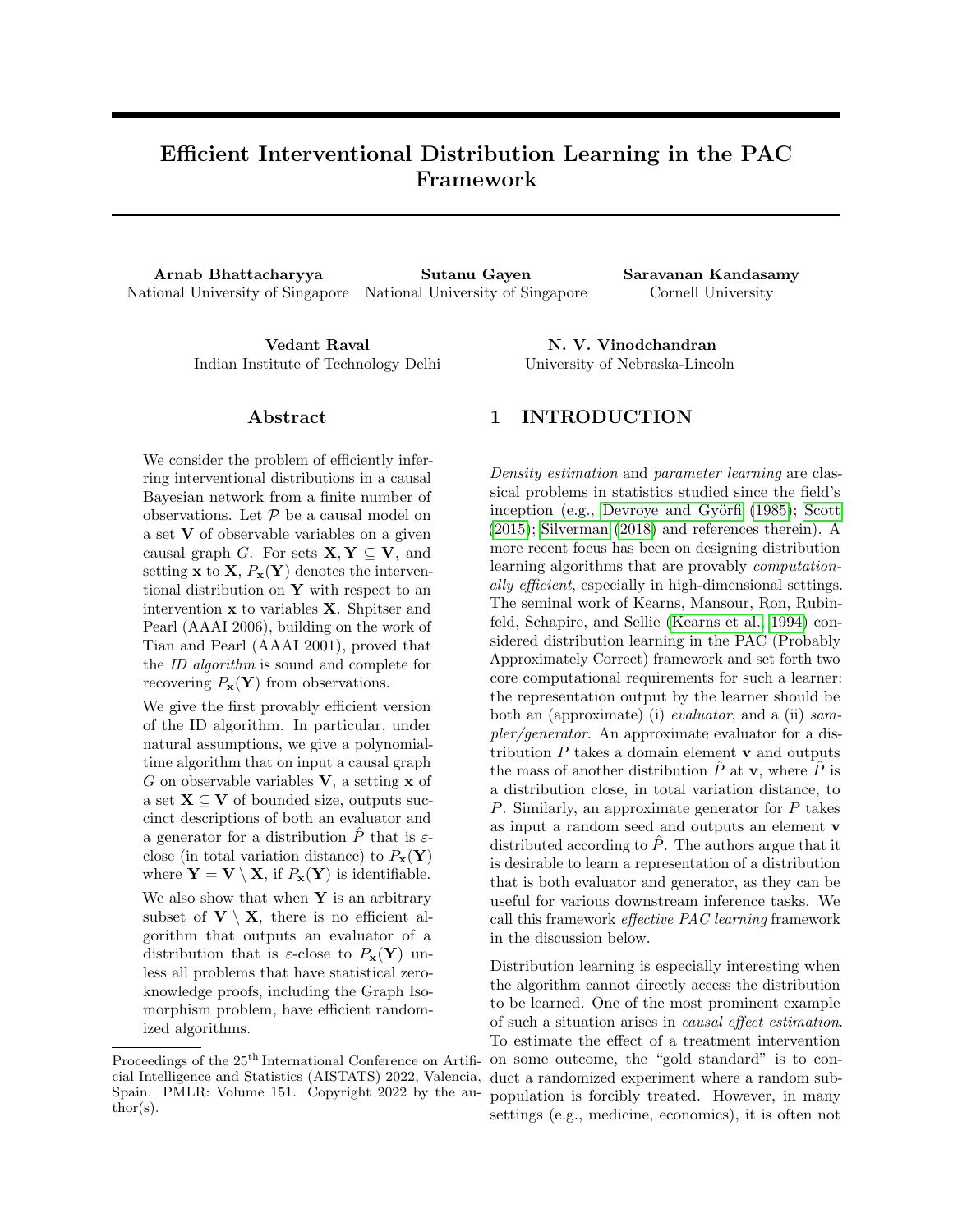# Efficient Interventional Distribution Learning in the PAC Framework

**Arnab Bhattacharyya**
National University of Singapore

**Sutanu Gayen**
National University of Singapore

**Saravanan Kandasamy**
Cornell University

**Vedant Raval**
Indian Institute of Technology Delhi

**N. V. Vinodchandran**
University of Nebraska-Lincoln

## Abstract

We consider the problem of efficiently inferring interventional distributions in a causal Bayesian network from a finite number of observations. Let $\mathcal{P}$ be a causal model on a set $\mathbf{V}$ of observable variables on a given causal graph $G$. For sets $\mathbf{X}, \mathbf{Y} \subseteq \mathbf{V}$, and setting $\mathbf{x}$ to $\mathbf{X}$, $P_{\mathbf{x}}(\mathbf{Y})$ denotes the interventional distribution on $\mathbf{Y}$ with respect to an intervention $\mathbf{x}$ to variables $\mathbf{X}$. Shpitser and Pearl (AAAI 2006), building on the work of Tian and Pearl (AAAI 2001), proved that the *ID algorithm* is sound and complete for recovering $P_{\mathbf{x}}(\mathbf{Y})$ from observations.

We give the first provably efficient version of the ID algorithm. In particular, under natural assumptions, we give a polynomial-time algorithm that on input a causal graph $G$ on observable variables $\mathbf{V}$, a setting $\mathbf{x}$ of a set $\mathbf{X} \subseteq \mathbf{V}$ of bounded size, outputs succinct descriptions of both an evaluator and a generator for a distribution $\hat{P}$ that is $\varepsilon$-close (in total variation distance) to $P_{\mathbf{x}}(\mathbf{Y})$ where $\mathbf{Y} = \mathbf{V} \setminus \mathbf{X}$, if $P_{\mathbf{x}}(\mathbf{Y})$ is identifiable.

We also show that when $\mathbf{Y}$ is an arbitrary subset of $\mathbf{V} \setminus \mathbf{X}$, there is no efficient algorithm that outputs an evaluator of a distribution that is $\varepsilon$-close to $P_{\mathbf{x}}(\mathbf{Y})$ unless all problems that have statistical zero-knowledge proofs, including the Graph Isomorphism problem, have efficient randomized algorithms.

## 1 INTRODUCTION

*Density estimation* and *parameter learning* are classical problems in statistics studied since the field's inception (e.g., Devroye and Györfi (1985); Scott (2015); Silverman (2018) and references therein). A more recent focus has been on designing distribution learning algorithms that are provably *computationally efficient*, especially in high-dimensional settings. The seminal work of Kearns, Mansour, Ron, Rubinfeld, Schapire, and Sellie (Kearns et al., 1994) considered distribution learning in the PAC (Probably Approximately Correct) framework and set forth two core computational requirements for such a learner: the representation output by the learner should be both an (approximate) (i) *evaluator*, and a (ii) *sampler/generator*. An approximate evaluator for a distribution $P$ takes a domain element $\mathbf{v}$ and outputs the mass of another distribution $\hat{P}$ at $\mathbf{v}$, where $\hat{P}$ is a distribution close, in total variation distance, to $P$. Similarly, an approximate generator for $P$ takes as input a random seed and outputs an element $\mathbf{v}$ distributed according to $\hat{P}$. The authors argue that it is desirable to learn a representation of a distribution that is both evaluator and generator, as they can be useful for various downstream inference tasks. We call this framework *effective PAC learning* framework in the discussion below.

Distribution learning is especially interesting when the algorithm cannot directly access the distribution to be learned. One of the most prominent example of such a situation arises in *causal effect estimation*. To estimate the effect of a treatment intervention on some outcome, the "gold standard" is to conduct a randomized experiment where a random subpopulation is forcibly treated. However, in many settings (e.g., medicine, economics), it is often not

Proceedings of the 25[th] International Conference on Artificial Intelligence and Statistics (AISTATS) 2022, Valencia, Spain. PMLR: Volume 151. Copyright 2022 by the author(s).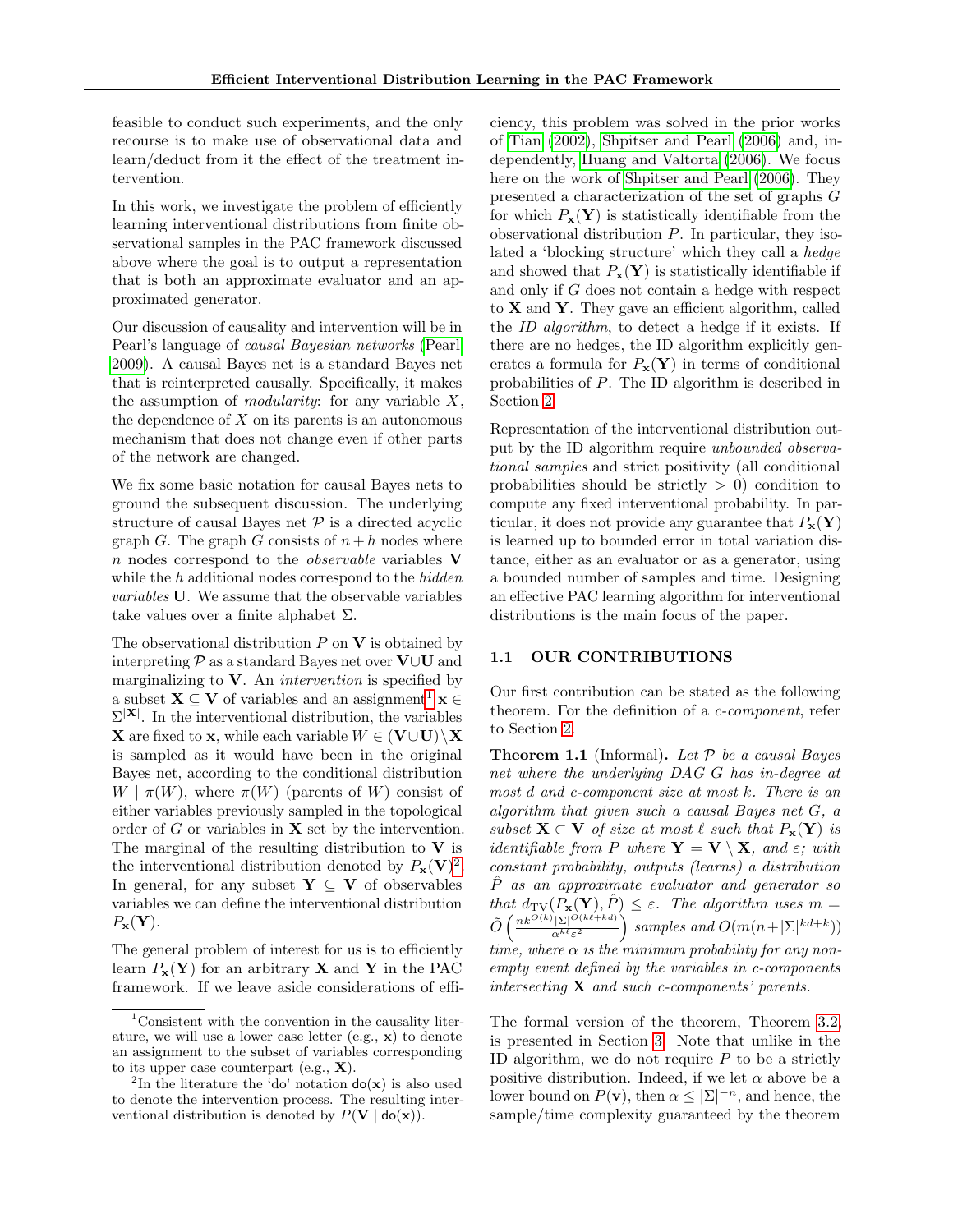feasible to conduct such experiments, and the only recourse is to make use of observational data and learn/deduct from it the effect of the treatment intervention.

In this work, we investigate the problem of efficiently learning interventional distributions from finite observational samples in the PAC framework discussed above where the goal is to output a representation that is both an approximate evaluator and an approximated generator.

Our discussion of causality and intervention will be in Pearl's language of *causal Bayesian networks* (Pearl, 2009). A causal Bayes net is a standard Bayes net that is reinterpreted causally. Specifically, it makes the assumption of *modularity*: for any variable $X$, the dependence of $X$ on its parents is an autonomous mechanism that does not change even if other parts of the network are changed.

We fix some basic notation for causal Bayes nets to ground the subsequent discussion. The underlying structure of causal Bayes net $\mathcal{P}$ is a directed acyclic graph $G$. The graph $G$ consists of $n+h$ nodes where $n$ nodes correspond to the *observable* variables $\mathbf{V}$ while the $h$ additional nodes correspond to the *hidden variables* $\mathbf{U}$. We assume that the observable variables take values over a finite alphabet $\Sigma$.

The observational distribution $P$ on $\mathbf{V}$ is obtained by interpreting $\mathcal{P}$ as a standard Bayes net over $\mathbf{V}\cup\mathbf{U}$ and marginalizing to $\mathbf{V}$. An *intervention* is specified by a subset $\mathbf{X} \subseteq \mathbf{V}$ of variables and an assignment[1] $\mathbf{x} \in \Sigma^{|\mathbf{X}|}$. In the interventional distribution, the variables $\mathbf{X}$ are fixed to $\mathbf{x}$, while each variable $W \in (\mathbf{V}\cup\mathbf{U})\setminus\mathbf{X}$ is sampled as it would have been in the original Bayes net, according to the conditional distribution $W \mid \pi(W)$, where $\pi(W)$ (parents of $W$) consist of either variables previously sampled in the topological order of $G$ or variables in $\mathbf{X}$ set by the intervention. The marginal of the resulting distribution to $\mathbf{V}$ is the interventional distribution denoted by $P_{\mathbf{x}}(\mathbf{V})$[2]. In general, for any subset $\mathbf{Y} \subseteq \mathbf{V}$ of observables variables we can define the interventional distribution $P_{\mathbf{x}}(\mathbf{Y})$.

The general problem of interest for us is to efficiently learn $P_{\mathbf{x}}(\mathbf{Y})$ for an arbitrary $\mathbf{X}$ and $\mathbf{Y}$ in the PAC framework. If we leave aside considerations of efficiency, this problem was solved in the prior works of Tian (2002), Shpitser and Pearl (2006) and, independently, Huang and Valtorta (2006). We focus here on the work of Shpitser and Pearl (2006). They presented a characterization of the set of graphs $G$ for which $P_{\mathbf{x}}(\mathbf{Y})$ is statistically identifiable from the observational distribution $P$. In particular, they isolated a 'blocking structure' which they call a *hedge* and showed that $P_{\mathbf{x}}(\mathbf{Y})$ is statistically identifiable if and only if $G$ does not contain a hedge with respect to $\mathbf{X}$ and $\mathbf{Y}$. They gave an efficient algorithm, called the *ID algorithm*, to detect a hedge if it exists. If there are no hedges, the ID algorithm explicitly generates a formula for $P_{\mathbf{x}}(\mathbf{Y})$ in terms of conditional probabilities of $P$. The ID algorithm is described in Section 2.

Representation of the interventional distribution output by the ID algorithm require *unbounded observational samples* and strict positivity (all conditional probabilities should be strictly $> 0$) condition to compute any fixed interventional probability. In particular, it does not provide any guarantee that $P_{\mathbf{x}}(\mathbf{Y})$ is learned up to bounded error in total variation distance, either as an evaluator or as a generator, using a bounded number of samples and time. Designing an effective PAC learning algorithm for interventional distributions is the main focus of the paper.

### 1.1 OUR CONTRIBUTIONS

Our first contribution can be stated as the following theorem. For the definition of a *c-component*, refer to Section 2.

**Theorem 1.1** (Informal)**.** *Let $\mathcal{P}$ be a causal Bayes net where the underlying DAG $G$ has in-degree at most $d$ and c-component size at most $k$. There is an algorithm that given such a causal Bayes net $G$, a subset $\mathbf{X} \subset \mathbf{V}$ of size at most $\ell$ such that $P_{\mathbf{x}}(\mathbf{Y})$ is identifiable from $P$ where $\mathbf{Y} = \mathbf{V}\setminus\mathbf{X}$, and $\varepsilon$; with constant probability, outputs (learns) a distribution $\hat{P}$ as an approximate evaluator and generator so that $d_{\mathrm{TV}}(P_{\mathbf{x}}(\mathbf{Y}), \hat{P}) \le \varepsilon$. The algorithm uses $m = \tilde{O}\left(\frac{nk^{O(k)}|\Sigma|^{O(k\ell+kd)}}{\alpha^{k\ell}\varepsilon^2}\right)$ samples and $O(m(n+|\Sigma|^{kd+k}))$ time, where $\alpha$ is the minimum probability for any non-empty event defined by the variables in c-components intersecting $\mathbf{X}$ and such c-components' parents.*

The formal version of the theorem, Theorem 3.2, is presented in Section 3. Note that unlike in the ID algorithm, we do not require $P$ to be a strictly positive distribution. Indeed, if we let $\alpha$ above be a lower bound on $P(\mathbf{v})$, then $\alpha \le |\Sigma|^{-n}$, and hence, the sample/time complexity guaranteed by the theorem

[1] Consistent with the convention in the causality literature, we will use a lower case letter (e.g., $\mathbf{x}$) to denote an assignment to the subset of variables corresponding to its upper case counterpart (e.g., $\mathbf{X}$).

[2] In the literature the 'do' notation $\mathsf{do}(\mathbf{x})$ is also used to denote the intervention process. The resulting interventional distribution is denoted by $P(\mathbf{V} \mid \mathsf{do}(\mathbf{x}))$.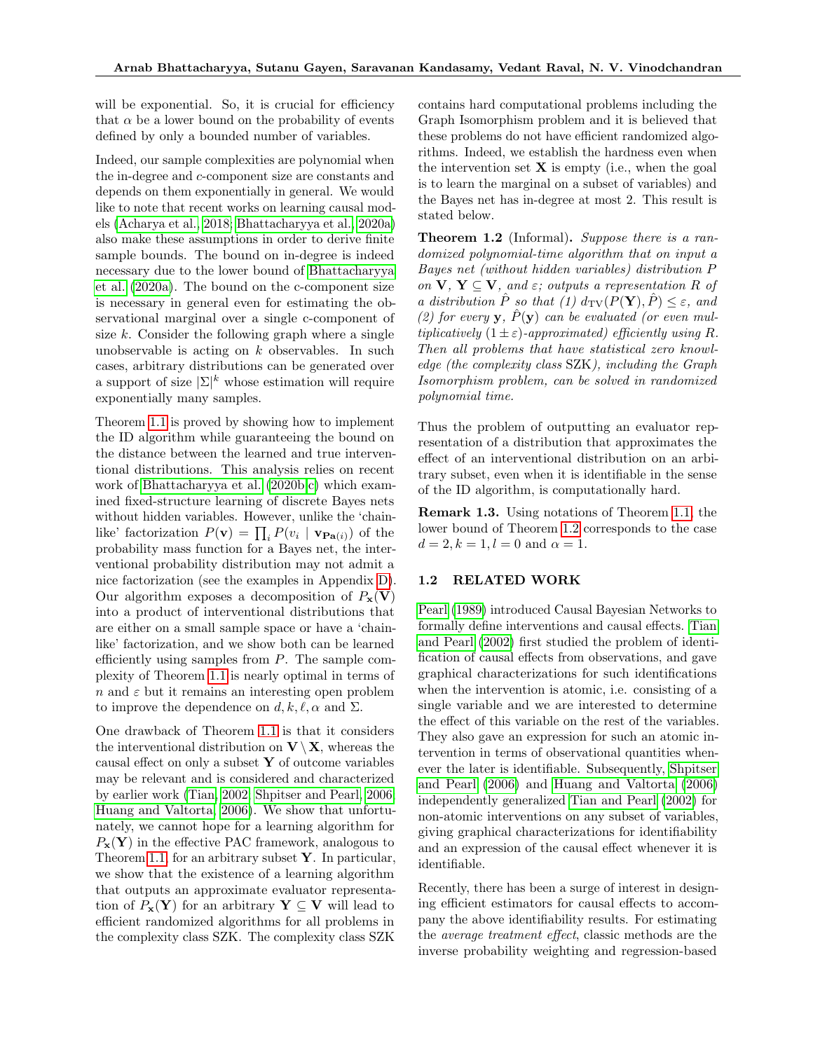will be exponential. So, it is crucial for efficiency that $\alpha$ be a lower bound on the probability of events defined by only a bounded number of variables.

Indeed, our sample complexities are polynomial when the in-degree and $c$-component size are constants and depends on them exponentially in general. We would like to note that recent works on learning causal models (Acharya et al., 2018; Bhattacharyya et al., 2020a) also make these assumptions in order to derive finite sample bounds. The bound on in-degree is indeed necessary due to the lower bound of Bhattacharyya et al. (2020a). The bound on the c-component size is necessary in general even for estimating the observational marginal over a single $c$-component of size $k$. Consider the following graph where a single unobservable is acting on $k$ observables. In such cases, arbitrary distributions can be generated over a support of size $|\Sigma|^k$ whose estimation will require exponentially many samples.

Theorem 1.1 is proved by showing how to implement the ID algorithm while guaranteeing the bound on the distance between the learned and true interventional distributions. This analysis relies on recent work of Bhattacharyya et al. (2020b,c) which examined fixed-structure learning of discrete Bayes nets without hidden variables. However, unlike the 'chain-like' factorization $P(\mathbf{v}) = \prod_i P(v_i \mid \mathbf{v}_{\mathbf{Pa}(i)})$ of the probability mass function for a Bayes net, the interventional probability distribution may not admit a nice factorization (see the examples in Appendix D). Our algorithm exposes a decomposition of $P_{\mathbf{x}}(\mathbf{V})$ into a product of interventional distributions that are either on a small sample space or have a 'chain-like' factorization, and we show both can be learned efficiently using samples from $P$. The sample complexity of Theorem 1.1 is nearly optimal in terms of $n$ and $\varepsilon$ but it remains an interesting open problem to improve the dependence on $d, k, \ell, \alpha$ and $\Sigma$.

One drawback of Theorem 1.1 is that it considers the interventional distribution on $\mathbf{V} \setminus \mathbf{X}$, whereas the causal effect on only a subset $\mathbf{Y}$ of outcome variables may be relevant and is considered and characterized by earlier work (Tian, 2002; Shpitser and Pearl, 2006; Huang and Valtorta, 2006). We show that unfortunately, we cannot hope for a learning algorithm for $P_{\mathbf{x}}(\mathbf{Y})$ in the effective PAC framework, analogous to Theorem 1.1, for an arbitrary subset $\mathbf{Y}$. In particular, we show that the existence of a learning algorithm that outputs an approximate evaluator representation of $P_{\mathbf{x}}(\mathbf{Y})$ for an arbitrary $\mathbf{Y} \subseteq \mathbf{V}$ will lead to efficient randomized algorithms for all problems in the complexity class SZK. The complexity class SZK contains hard computational problems including the Graph Isomorphism problem and it is believed that these problems do not have efficient randomized algorithms. Indeed, we establish the hardness even when the intervention set $\mathbf{X}$ is empty (i.e., when the goal is to learn the marginal on a subset of variables) and the Bayes net has in-degree at most 2. This result is stated below.

**Theorem 1.2** (Informal)**.** *Suppose there is a randomized polynomial-time algorithm that on input a Bayes net (without hidden variables) distribution $P$ on $\mathbf{V}$, $\mathbf{Y} \subseteq \mathbf{V}$, and $\varepsilon$; outputs a representation $R$ of a distribution $\hat{P}$ so that (1) $d_{\mathrm{TV}}(P(\mathbf{Y}), \hat{P}) \leq \varepsilon$, and (2) for every $\mathbf{y}$, $\hat{P}(\mathbf{y})$ can be evaluated (or even multiplicatively $(1 \pm \varepsilon)$-approximated) efficiently using $R$. Then all problems that have statistical zero knowledge (the complexity class SZK), including the Graph Isomorphism problem, can be solved in randomized polynomial time.*

Thus the problem of outputting an evaluator representation of a distribution that approximates the effect of an interventional distribution on an arbitrary subset, even when it is identifiable in the sense of the ID algorithm, is computationally hard.

**Remark 1.3.** Using notations of Theorem 1.1, the lower bound of Theorem 1.2 corresponds to the case $d = 2, k = 1, l = 0$ and $\alpha = 1$.

## 1.2 RELATED WORK

Pearl (1989) introduced Causal Bayesian Networks to formally define interventions and causal effects. Tian and Pearl (2002) first studied the problem of identification of causal effects from observations, and gave graphical characterizations for such identifications when the intervention is atomic, i.e. consisting of a single variable and we are interested to determine the effect of this variable on the rest of the variables. They also gave an expression for such an atomic intervention in terms of observational quantities whenever the later is identifiable. Subsequently, Shpitser and Pearl (2006) and Huang and Valtorta (2006) independently generalized Tian and Pearl (2002) for non-atomic interventions on any subset of variables, giving graphical characterizations for identifiability and an expression of the causal effect whenever it is identifiable.

Recently, there has been a surge of interest in designing efficient estimators for causal effects to accompany the above identifiability results. For estimating the *average treatment effect*, classic methods are the inverse probability weighting and regression-based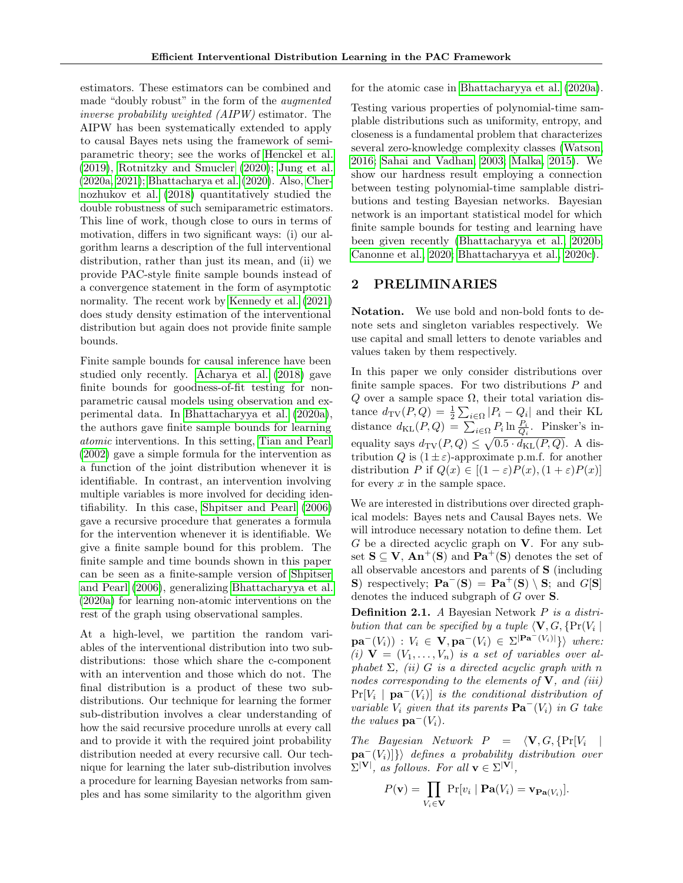estimators. These estimators can be combined and made "doubly robust" in the form of the *augmented inverse probability weighted (AIPW)* estimator. The AIPW has been systematically extended to apply to causal Bayes nets using the framework of semiparametric theory; see the works of Henckel et al. (2019), Rotnitzky and Smucler (2020); Jung et al. (2020a, 2021); Bhattacharya et al. (2020). Also, Chernozhukov et al. (2018) quantitatively studied the double robustness of such semiparametric estimators. This line of work, though close to ours in terms of motivation, differs in two significant ways: (i) our algorithm learns a description of the full interventional distribution, rather than just its mean, and (ii) we provide PAC-style finite sample bounds instead of a convergence statement in the form of asymptotic normality. The recent work by Kennedy et al. (2021) does study density estimation of the interventional distribution but again does not provide finite sample bounds.

Finite sample bounds for causal inference have been studied only recently. Acharya et al. (2018) gave finite bounds for goodness-of-fit testing for non-parametric causal models using observation and experimental data. In Bhattacharyya et al. (2020a), the authors gave finite sample bounds for learning *atomic* interventions. In this setting, Tian and Pearl (2002) gave a simple formula for the intervention as a function of the joint distribution whenever it is identifiable. In contrast, an intervention involving multiple variables is more involved for deciding identifiability. In this case, Shpitser and Pearl (2006) gave a recursive procedure that generates a formula for the intervention whenever it is identifiable. We give a finite sample bound for this problem. The finite sample and time bounds shown in this paper can be seen as a finite-sample version of Shpitser and Pearl (2006), generalizing Bhattacharyya et al. (2020a) for learning non-atomic interventions on the rest of the graph using observational samples.

At a high-level, we partition the random variables of the interventional distribution into two sub-distributions: those which share the c-component with an intervention and those which do not. The final distribution is a product of these two sub-distributions. Our technique for learning the former sub-distribution involves a clear understanding of how the said recursive procedure unrolls at every call and to provide it with the required joint probability distribution needed at every recursive call. Our technique for learning the later sub-distribution involves a procedure for learning Bayesian networks from samples and has some similarity to the algorithm given for the atomic case in Bhattacharyya et al. (2020a).

Testing various properties of polynomial-time samplable distributions such as uniformity, entropy, and closeness is a fundamental problem that characterizes several zero-knowledge complexity classes (Watson, 2016; Sahai and Vadhan, 2003; Malka, 2015). We show our hardness result employing a connection between testing polynomial-time samplable distributions and testing Bayesian networks. Bayesian network is an important statistical model for which finite sample bounds for testing and learning have been given recently (Bhattacharyya et al., 2020b; Canonne et al., 2020; Bhattacharyya et al., 2020c).

## 2 PRELIMINARIES

**Notation.** We use bold and non-bold fonts to denote sets and singleton variables respectively. We use capital and small letters to denote variables and values taken by them respectively.

In this paper we only consider distributions over finite sample spaces. For two distributions $P$ and $Q$ over a sample space $\Omega$, their total variation distance $d_{\mathrm{TV}}(P,Q) = \frac{1}{2}\sum_{i\in\Omega}|P_i - Q_i|$ and their KL distance $d_{\mathrm{KL}}(P,Q) = \sum_{i\in\Omega} P_i \ln\frac{P_i}{Q_i}$. Pinsker's inequality says $d_{\mathrm{TV}}(P,Q) \leq \sqrt{0.5 \cdot d_{\mathrm{KL}}(P,Q)}$. A distribution $Q$ is $(1\pm\varepsilon)$-approximate p.m.f. for another distribution $P$ if $Q(x) \in [(1-\varepsilon)P(x), (1+\varepsilon)P(x)]$ for every $x$ in the sample space.

We are interested in distributions over directed graphical models: Bayes nets and Causal Bayes nets. We will introduce necessary notation to define them. Let $G$ be a directed acyclic graph on $\mathbf{V}$. For any subset $\mathbf{S} \subseteq \mathbf{V}$, $\mathbf{An}^+(\mathbf{S})$ and $\mathbf{Pa}^+(\mathbf{S})$ denotes the set of all observable ancestors and parents of $\mathbf{S}$ (including $\mathbf{S}$) respectively; $\mathbf{Pa}^-(\mathbf{S}) = \mathbf{Pa}^+(\mathbf{S}) \setminus \mathbf{S}$; and $G[\mathbf{S}]$ denotes the induced subgraph of $G$ over $\mathbf{S}$.

**Definition 2.1.** *A Bayesian Network $P$ is a distribution that can be specified by a tuple $\langle \mathbf{V}, G, \{\Pr(V_i \mid \mathbf{pa}^-(V_i)) : V_i \in \mathbf{V}, \mathbf{pa}^-(V_i) \in \Sigma^{|\mathbf{Pa}^-(V_i)|}\}\rangle$ where: (i) $\mathbf{V} = (V_1, \ldots, V_n)$ is a set of variables over alphabet $\Sigma$, (ii) $G$ is a directed acyclic graph with $n$ nodes corresponding to the elements of $\mathbf{V}$, and (iii) $\Pr[V_i \mid \mathbf{pa}^-(V_i)]$ is the conditional distribution of variable $V_i$ given that its parents $\mathbf{Pa}^-(V_i)$ in $G$ take the values $\mathbf{pa}^-(V_i)$.*

*The Bayesian Network $P = \langle \mathbf{V}, G, \{\Pr[V_i \mid \mathbf{pa}^-(V_i)]\}\rangle$ defines a probability distribution over $\Sigma^{|\mathbf{V}|}$, as follows. For all $\mathbf{v} \in \Sigma^{|\mathbf{V}|}$,*

$$P(\mathbf{v}) = \prod_{V_i \in \mathbf{V}} \Pr[v_i \mid \mathbf{Pa}(V_i) = \mathbf{v}_{\mathbf{Pa}(V_i)}].$$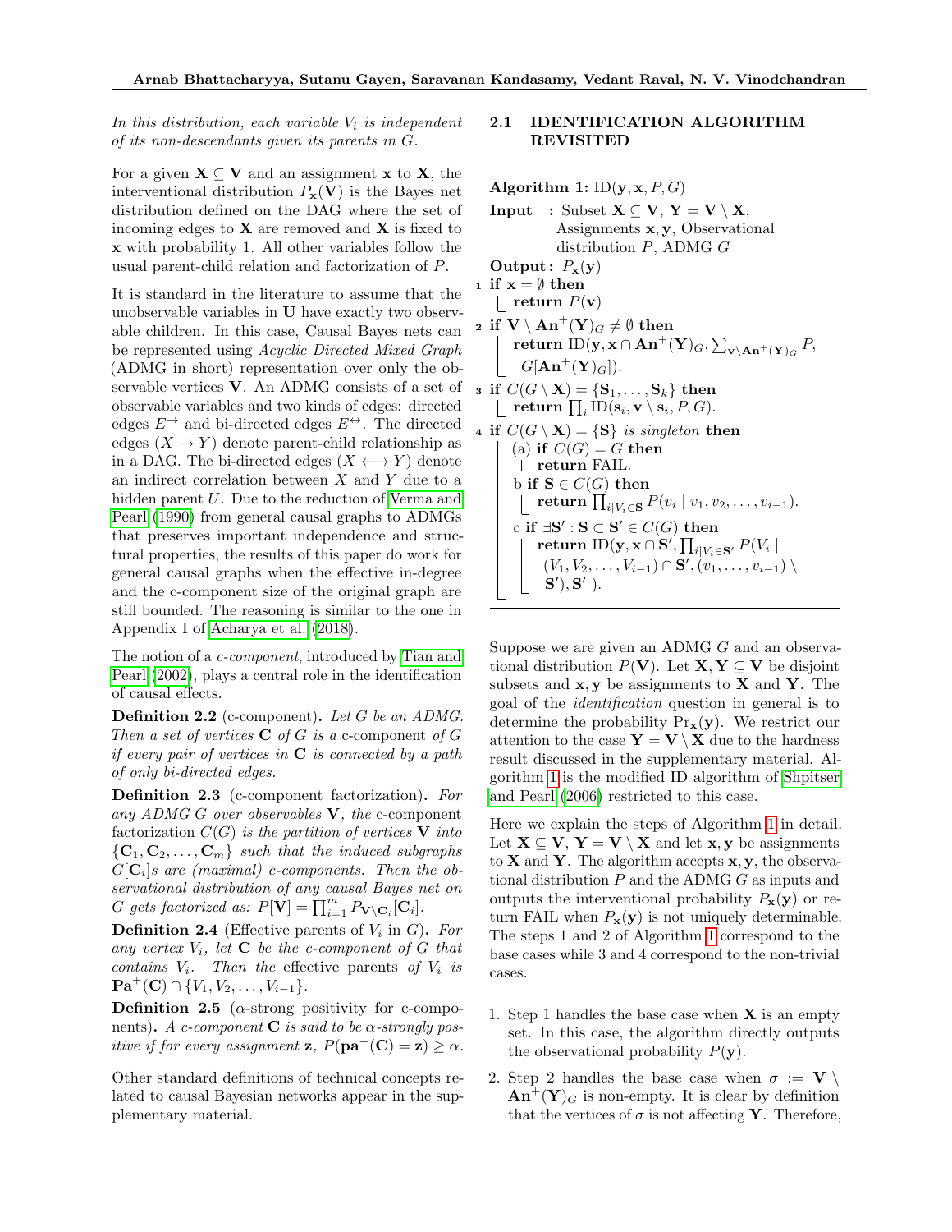*In this distribution, each variable $V_i$ is independent of its non-descendants given its parents in $G$.*

For a given $\mathbf{X} \subseteq \mathbf{V}$ and an assignment $\mathbf{x}$ to $\mathbf{X}$, the interventional distribution $P_{\mathbf{x}}(\mathbf{V})$ is the Bayes net distribution defined on the DAG where the set of incoming edges to $\mathbf{X}$ are removed and $\mathbf{X}$ is fixed to $\mathbf{x}$ with probability 1. All other variables follow the usual parent-child relation and factorization of $P$.

It is standard in the literature to assume that the unobservable variables in $\mathbf{U}$ have exactly two observable children. In this case, Causal Bayes nets can be represented using *Acyclic Directed Mixed Graph* (ADMG in short) representation over only the observable vertices $\mathbf{V}$. An ADMG consists of a set of observable variables and two kinds of edges: directed edges $E^{\rightarrow}$ and bi-directed edges $E^{\leftrightarrow}$. The directed edges $(X \rightarrow Y)$ denote parent-child relationship as in a DAG. The bi-directed edges $(X \longleftrightarrow Y)$ denote an indirect correlation between $X$ and $Y$ due to a hidden parent $U$. Due to the reduction of Verma and Pearl (1990) from general causal graphs to ADMGs that preserves important independence and structural properties, the results of this paper do work for general causal graphs when the effective in-degree and the c-component size of the original graph are still bounded. The reasoning is similar to the one in Appendix I of Acharya et al. (2018).

The notion of a *c-component*, introduced by Tian and Pearl (2002), plays a central role in the identification of causal effects.

**Definition 2.2** (c-component)**.** *Let $G$ be an ADMG. Then a set of vertices $\mathbf{C}$ of $G$ is a* c-component *of $G$ if every pair of vertices in $\mathbf{C}$ is connected by a path of only bi-directed edges.*

**Definition 2.3** (c-component factorization)**.** *For any ADMG $G$ over observables $\mathbf{V}$, the* c-component factorization *$C(G)$ is the partition of vertices $\mathbf{V}$ into $\{\mathbf{C}_1, \mathbf{C}_2, \ldots, \mathbf{C}_m\}$ such that the induced subgraphs $G[\mathbf{C}_i]$s are (maximal) c-components. Then the observational distribution of any causal Bayes net on $G$ gets factorized as: $P[\mathbf{V}] = \prod_{i=1}^{m} P_{\mathbf{V}\setminus\mathbf{C}_i}[\mathbf{C}_i]$.*

**Definition 2.4** (Effective parents of $V_i$ in $G$)**.** *For any vertex $V_i$, let $\mathbf{C}$ be the c-component of $G$ that contains $V_i$. Then the* effective parents *of $V_i$ is $\mathbf{Pa}^+(\mathbf{C}) \cap \{V_1, V_2, \ldots, V_{i-1}\}$.*

**Definition 2.5** ($\alpha$-strong positivity for c-components)**.** *A c-component $\mathbf{C}$ is said to be $\alpha$-strongly positive if for every assignment $\mathbf{z}$, $P(\mathbf{pa}^+(\mathbf{C}) = \mathbf{z}) \geq \alpha$.*

Other standard definitions of technical concepts related to causal Bayesian networks appear in the supplementary material.

### 2.1 IDENTIFICATION ALGORITHM REVISITED

**Algorithm 1:** ID$(\mathbf{y}, \mathbf{x}, P, G)$

**Input :** Subset $\mathbf{X} \subseteq \mathbf{V}$, $\mathbf{Y} = \mathbf{V} \setminus \mathbf{X}$, Assignments $\mathbf{x}, \mathbf{y}$, Observational distribution $P$, ADMG $G$

**Output :** $P_{\mathbf{x}}(\mathbf{y})$

1. **if** $\mathbf{x} = \emptyset$ **then**
   - **return** $P(\mathbf{v})$
2. **if** $\mathbf{V} \setminus \mathbf{An}^+(\mathbf{Y})_G \neq \emptyset$ **then**
   - **return** ID$(\mathbf{y}, \mathbf{x} \cap \mathbf{An}^+(\mathbf{Y})_G, \sum_{\mathbf{v}\setminus\mathbf{An}^+(\mathbf{Y})_G} P, G[\mathbf{An}^+(\mathbf{Y})_G])$.
3. **if** $C(G \setminus \mathbf{X}) = \{\mathbf{S}_1, \ldots, \mathbf{S}_k\}$ **then**
   - **return** $\prod_i$ ID$(\mathbf{s}_i, \mathbf{v} \setminus \mathbf{s}_i, P, G)$.
4. **if** $C(G \setminus \mathbf{X}) = \{\mathbf{S}\}$ *is singleton* **then**
   - (a) **if** $C(G) = G$ **then**
     - **return** FAIL.
   - b **if** $\mathbf{S} \in C(G)$ **then**
     - **return** $\prod_{i|V_i \in \mathbf{S}} P(v_i \mid v_1, v_2, \ldots, v_{i-1})$.
   - c **if** $\exists \mathbf{S}' : \mathbf{S} \subset \mathbf{S}' \in C(G)$ **then**
     - **return** ID$(\mathbf{y}, \mathbf{x} \cap \mathbf{S}', \prod_{i|V_i \in \mathbf{S}'} P(V_i \mid (V_1, V_2, \ldots, V_{i-1}) \cap \mathbf{S}', (v_1, \ldots, v_{i-1}) \setminus \mathbf{S}'), \mathbf{S}'$ ).

Suppose we are given an ADMG $G$ and an observational distribution $P(\mathbf{V})$. Let $\mathbf{X}, \mathbf{Y} \subseteq \mathbf{V}$ be disjoint subsets and $\mathbf{x}, \mathbf{y}$ be assignments to $\mathbf{X}$ and $\mathbf{Y}$. The goal of the *identification* question in general is to determine the probability $\Pr_{\mathbf{x}}(\mathbf{y})$. We restrict our attention to the case $\mathbf{Y} = \mathbf{V} \setminus \mathbf{X}$ due to the hardness result discussed in the supplementary material. Algorithm 1 is the modified ID algorithm of Shpitser and Pearl (2006) restricted to this case.

Here we explain the steps of Algorithm 1 in detail. Let $\mathbf{X} \subseteq \mathbf{V}$, $\mathbf{Y} = \mathbf{V} \setminus \mathbf{X}$ and let $\mathbf{x}, \mathbf{y}$ be assignments to $\mathbf{X}$ and $\mathbf{Y}$. The algorithm accepts $\mathbf{x}, \mathbf{y}$, the observational distribution $P$ and the ADMG $G$ as inputs and outputs the interventional probability $P_{\mathbf{x}}(\mathbf{y})$ or return FAIL when $P_{\mathbf{x}}(\mathbf{y})$ is not uniquely determinable. The steps 1 and 2 of Algorithm 1 correspond to the base cases while 3 and 4 correspond to the non-trivial cases.

1. Step 1 handles the base case when $\mathbf{X}$ is an empty set. In this case, the algorithm directly outputs the observational probability $P(\mathbf{y})$.
2. Step 2 handles the base case when $\sigma := \mathbf{V} \setminus \mathbf{An}^+(\mathbf{Y})_G$ is non-empty. It is clear by definition that the vertices of $\sigma$ is not affecting $\mathbf{Y}$. Therefore,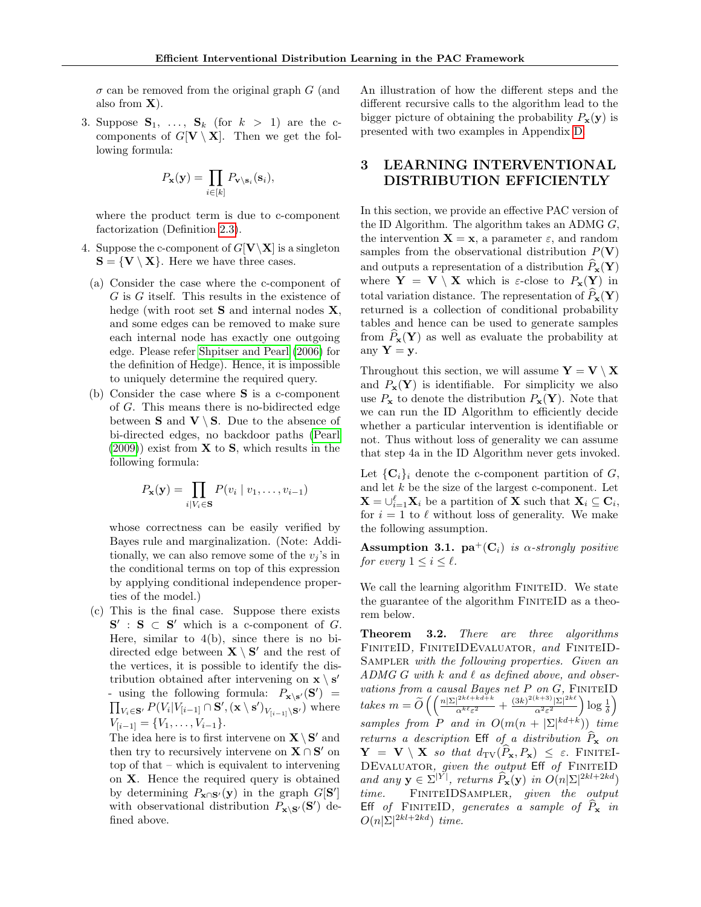$\sigma$ can be removed from the original graph $G$ (and also from $\mathbf{X}$).

3. Suppose $\mathbf{S}_1, \ldots, \mathbf{S}_k$ (for $k > 1$) are the c-components of $G[\mathbf{V} \setminus \mathbf{X}]$. Then we get the following formula:

$$P_{\mathbf{x}}(\mathbf{y}) = \prod_{i \in [k]} P_{\mathbf{v} \setminus \mathbf{s}_i}(\mathbf{s}_i),$$

where the product term is due to c-component factorization (Definition 2.3).

4. Suppose the c-component of $G[\mathbf{V} \setminus \mathbf{X}]$ is a singleton $\mathbf{S} = \{\mathbf{V} \setminus \mathbf{X}\}$. Here we have three cases.

   (a) Consider the case where the c-component of $G$ is $G$ itself. This results in the existence of hedge (with root set $\mathbf{S}$ and internal nodes $\mathbf{X}$, and some edges can be removed to make sure each internal node has exactly one outgoing edge. Please refer Shpitser and Pearl (2006) for the definition of Hedge). Hence, it is impossible to uniquely determine the required query.

   (b) Consider the case where $\mathbf{S}$ is a c-component of $G$. This means there is no-bidirected edge between $\mathbf{S}$ and $\mathbf{V} \setminus \mathbf{S}$. Due to the absence of bi-directed edges, no backdoor paths (Pearl (2009)) exist from $\mathbf{X}$ to $\mathbf{S}$, which results in the following formula:

   $$P_{\mathbf{x}}(\mathbf{y}) = \prod_{i | V_i \in \mathbf{S}} P(v_i \mid v_1, \ldots, v_{i-1})$$

   whose correctness can be easily verified by Bayes rule and marginalization. (Note: Additionally, we can also remove some of the $v_j$'s in the conditional terms on top of this expression by applying conditional independence properties of the model.)

   (c) This is the final case. Suppose there exists $\mathbf{S}' : \mathbf{S} \subset \mathbf{S}'$ which is a c-component of $G$. Here, similar to 4(b), since there is no bi-directed edge between $\mathbf{X} \setminus \mathbf{S}'$ and the rest of the vertices, it is possible to identify the distribution obtained after intervening on $\mathbf{x} \setminus \mathbf{s}'$ - using the following formula: $P_{\mathbf{x} \setminus \mathbf{s}'}(\mathbf{S}') = \prod_{V_i \in \mathbf{S}'} P(V_i | V_{[i-1]} \cap \mathbf{S}', (\mathbf{x} \setminus \mathbf{s}')_{V_{[i-1]} \setminus \mathbf{S}'})$ where $V_{[i-1]} = \{V_1, \ldots, V_{i-1}\}$.
   The idea here is to first intervene on $\mathbf{X} \setminus \mathbf{S}'$ and then try to recursively intervene on $\mathbf{X} \cap \mathbf{S}'$ on top of that – which is equivalent to intervening on $\mathbf{X}$. Hence the required query is obtained by determining $P_{\mathbf{x} \cap \mathbf{S}'}(\mathbf{y})$ in the graph $G[\mathbf{S}']$ with observational distribution $P_{\mathbf{x} \setminus \mathbf{s}'}(\mathbf{S}')$ defined above.

An illustration of how the different steps and the different recursive calls to the algorithm lead to the bigger picture of obtaining the probability $P_{\mathbf{x}}(\mathbf{y})$ is presented with two examples in Appendix D.

## 3 LEARNING INTERVENTIONAL DISTRIBUTION EFFICIENTLY

In this section, we provide an effective PAC version of the ID Algorithm. The algorithm takes an ADMG $G$, the intervention $\mathbf{X} = \mathbf{x}$, a parameter $\varepsilon$, and random samples from the observational distribution $P(\mathbf{V})$ and outputs a representation of a distribution $\widehat{P}_{\mathbf{x}}(\mathbf{Y})$ where $\mathbf{Y} = \mathbf{V} \setminus \mathbf{X}$ which is $\varepsilon$-close to $P_{\mathbf{x}}(\mathbf{Y})$ in total variation distance. The representation of $\widehat{P}_{\mathbf{x}}(\mathbf{Y})$ returned is a collection of conditional probability tables and hence can be used to generate samples from $\widehat{P}_{\mathbf{x}}(\mathbf{Y})$ as well as evaluate the probability at any $\mathbf{Y} = \mathbf{y}$.

Throughout this section, we will assume $\mathbf{Y} = \mathbf{V} \setminus \mathbf{X}$ and $P_{\mathbf{x}}(\mathbf{Y})$ is identifiable. For simplicity we also use $P_{\mathbf{x}}$ to denote the distribution $P_{\mathbf{x}}(\mathbf{Y})$. Note that we can run the ID Algorithm to efficiently decide whether a particular intervention is identifiable or not. Thus without loss of generality we can assume that step 4a in the ID Algorithm never gets invoked.

Let $\{\mathbf{C}_i\}_i$ denote the c-component partition of $G$, and let $k$ be the size of the largest c-component. Let $\mathbf{X} = \cup_{i=1}^{\ell} \mathbf{X}_i$ be a partition of $\mathbf{X}$ such that $\mathbf{X}_i \subseteq \mathbf{C}_i$, for $i = 1$ to $\ell$ without loss of generality. We make the following assumption.

**Assumption 3.1.** *$\mathbf{pa}^+(\mathbf{C}_i)$ is $\alpha$-strongly positive for every $1 \le i \le \ell$.*

We call the learning algorithm FiniteID. We state the guarantee of the algorithm FiniteID as a theorem below.

**Theorem 3.2.** *There are three algorithms* FiniteID, FiniteIDEvaluator, *and* FiniteIDSampler *with the following properties. Given an ADMG $G$ with $k$ and $\ell$ as defined above, and observations from a causal Bayes net $P$ on $G$,* FiniteID *takes $m = \widetilde{O}\left(\left(\frac{n|\Sigma|^{2k\ell+kd+k}}{\alpha^{k\ell}\varepsilon^2} + \frac{(3k)^{2(k+3)}|\Sigma|^{2k\ell}}{\alpha^2\varepsilon^2}\right)\log\frac{1}{\delta}\right)$ samples from $P$ and in $O(m(n + |\Sigma|^{kd+k}))$ time returns a description* Eff *of a distribution $\widehat{P}_{\mathbf{x}}$ on $\mathbf{Y} = \mathbf{V} \setminus \mathbf{X}$ so that $d_{\mathrm{TV}}(\widehat{P}_{\mathbf{x}}, P_{\mathbf{x}}) \le \varepsilon$.* FiniteIDEvaluator, *given the output* Eff *of* FiniteID *and any $\mathbf{y} \in \Sigma^{|Y|}$, returns $\widehat{P}_{\mathbf{x}}(\mathbf{y})$ in $O(n|\Sigma|^{2k\ell+2kd})$ time.* FiniteIDSampler, *given the output* Eff *of* FiniteID, *generates a sample of $\widehat{P}_{\mathbf{x}}$ in $O(n|\Sigma|^{2k\ell+2kd})$ time.*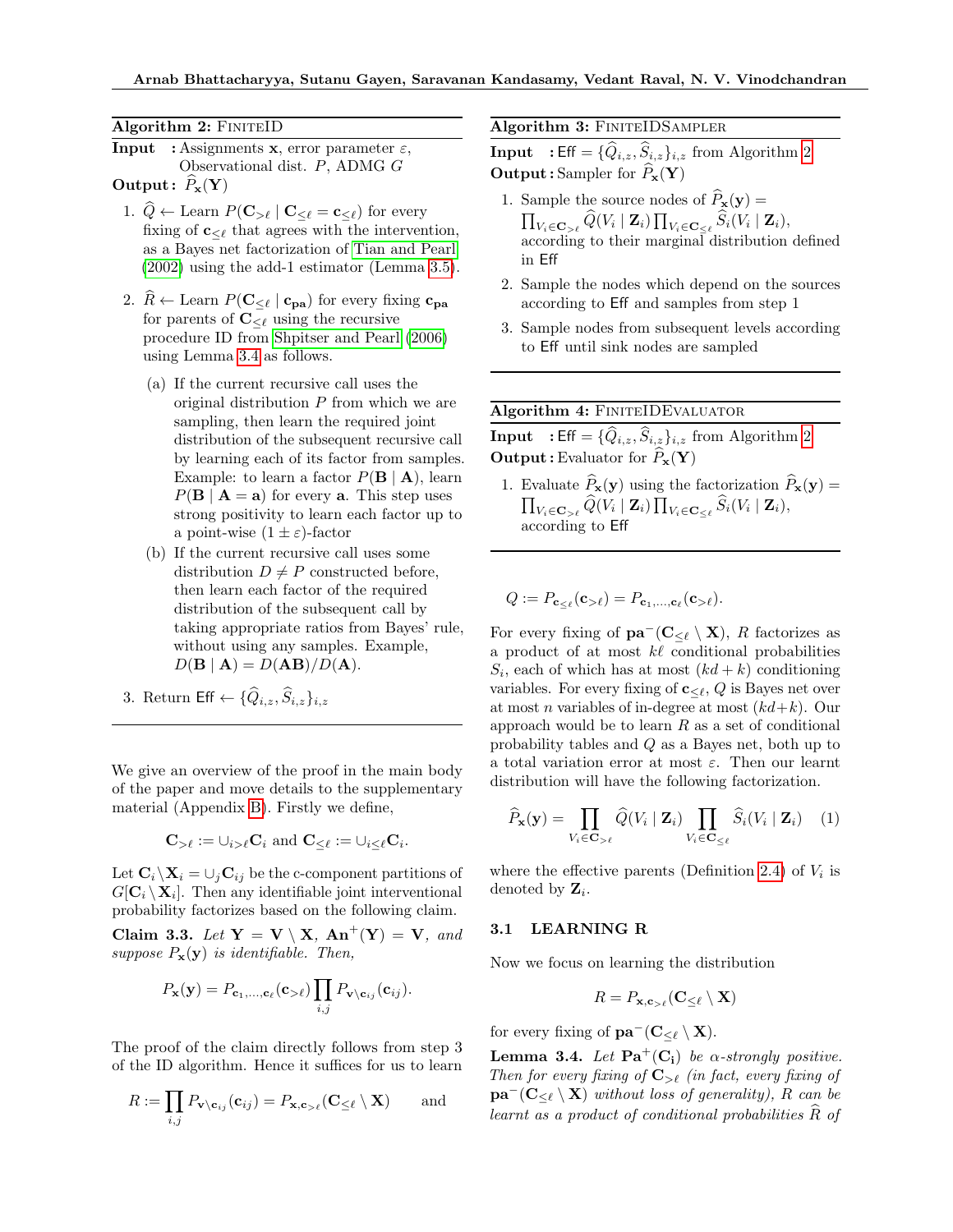**Algorithm 2:** FiniteID

**Input** : Assignments $\mathbf{x}$, error parameter $\varepsilon$, Observational dist. $P$, ADMG $G$

**Output** : $\widehat{P}_{\mathbf{x}}(\mathbf{Y})$

1. $\widehat{Q} \leftarrow$ Learn $P(\mathbf{C}_{>\ell} \mid \mathbf{C}_{\leq \ell} = \mathbf{c}_{\leq \ell})$ for every fixing of $\mathbf{c}_{\leq \ell}$ that agrees with the intervention, as a Bayes net factorization of Tian and Pearl (2002) using the add-1 estimator (Lemma 3.5).
2. $\widehat{R} \leftarrow$ Learn $P(\mathbf{C}_{\leq \ell} \mid \mathbf{c}_{\mathbf{pa}})$ for every fixing $\mathbf{c}_{\mathbf{pa}}$ for parents of $\mathbf{C}_{\leq \ell}$ using the recursive procedure ID from Shpitser and Pearl (2006) using Lemma 3.4 as follows.
   (a) If the current recursive call uses the original distribution $P$ from which we are sampling, then learn the required joint distribution of the subsequent recursive call by learning each of its factor from samples. Example: to learn a factor $P(\mathbf{B} \mid \mathbf{A})$, learn $P(\mathbf{B} \mid \mathbf{A} = \mathbf{a})$ for every $\mathbf{a}$. This step uses strong positivity to learn each factor up to a point-wise $(1 \pm \varepsilon)$-factor
   (b) If the current recursive call uses some distribution $D \neq P$ constructed before, then learn each factor of the required distribution of the subsequent call by taking appropriate ratios from Bayes' rule, without using any samples. Example, $D(\mathbf{B} \mid \mathbf{A}) = D(\mathbf{AB})/D(\mathbf{A})$.
3. Return $\mathsf{Eff} \leftarrow \{\widehat{Q}_{i,z}, \widehat{S}_{i,z}\}_{i,z}$

We give an overview of the proof in the main body of the paper and move details to the supplementary material (Appendix B). Firstly we define,

$$\mathbf{C}_{>\ell} := \cup_{i>\ell}\mathbf{C}_i \text{ and } \mathbf{C}_{\leq \ell} := \cup_{i \leq \ell}\mathbf{C}_i.$$

Let $\mathbf{C}_i \setminus \mathbf{X}_i = \cup_j \mathbf{C}_{ij}$ be the c-component partitions of $G[\mathbf{C}_i \setminus \mathbf{X}_i]$. Then any identifiable joint interventional probability factorizes based on the following claim.

**Claim 3.3.** *Let $\mathbf{Y} = \mathbf{V} \setminus \mathbf{X}$, $\mathbf{An}^+(\mathbf{Y}) = \mathbf{V}$, and suppose $P_{\mathbf{x}}(\mathbf{y})$ is identifiable. Then,*

$$P_{\mathbf{x}}(\mathbf{y}) = P_{\mathbf{c}_1,\ldots,\mathbf{c}_\ell}(\mathbf{c}_{>\ell}) \prod_{i,j} P_{\mathbf{v}\setminus \mathbf{c}_{ij}}(\mathbf{c}_{ij}).$$

The proof of the claim directly follows from step 3 of the ID algorithm. Hence it suffices for us to learn

$$R := \prod_{i,j} P_{\mathbf{v}\setminus \mathbf{c}_{ij}}(\mathbf{c}_{ij}) = P_{\mathbf{x},\mathbf{c}_{>\ell}}(\mathbf{C}_{\leq \ell} \setminus \mathbf{X}) \qquad \text{and}$$

**Algorithm 3:** FiniteIDSampler

**Input** : $\mathsf{Eff} = \{\widehat{Q}_{i,z}, \widehat{S}_{i,z}\}_{i,z}$ from Algorithm 2

**Output** : Sampler for $\widehat{P}_{\mathbf{x}}(\mathbf{Y})$

1. Sample the source nodes of $\widehat{P}_{\mathbf{x}}(\mathbf{y}) = \prod_{V_i \in \mathbf{C}_{>\ell}} \widehat{Q}(V_i \mid \mathbf{Z}_i) \prod_{V_i \in \mathbf{C}_{\leq \ell}} \widehat{S}_i(V_i \mid \mathbf{Z}_i)$, according to their marginal distribution defined in $\mathsf{Eff}$
2. Sample the nodes which depend on the sources according to $\mathsf{Eff}$ and samples from step 1
3. Sample nodes from subsequent levels according to $\mathsf{Eff}$ until sink nodes are sampled

**Algorithm 4:** FiniteIDEvaluator

**Input** : $\mathsf{Eff} = \{\widehat{Q}_{i,z}, \widehat{S}_{i,z}\}_{i,z}$ from Algorithm 2

**Output** : Evaluator for $\widehat{P}_{\mathbf{x}}(\mathbf{Y})$

1. Evaluate $\widehat{P}_{\mathbf{x}}(\mathbf{y})$ using the factorization $\widehat{P}_{\mathbf{x}}(\mathbf{y}) = \prod_{V_i \in \mathbf{C}_{>\ell}} \widehat{Q}(V_i \mid \mathbf{Z}_i) \prod_{V_i \in \mathbf{C}_{\leq \ell}} \widehat{S}_i(V_i \mid \mathbf{Z}_i)$, according to $\mathsf{Eff}$

$$Q := P_{\mathbf{c}_{\leq \ell}}(\mathbf{c}_{>\ell}) = P_{\mathbf{c}_1,\ldots,\mathbf{c}_\ell}(\mathbf{c}_{>\ell}).$$

For every fixing of $\mathbf{pa}^-(\mathbf{C}_{\leq \ell} \setminus \mathbf{X})$, $R$ factorizes as a product of at most $k\ell$ conditional probabilities $S_i$, each of which has at most $(kd + k)$ conditioning variables. For every fixing of $\mathbf{c}_{\leq \ell}$, $Q$ is Bayes net over at most $n$ variables of in-degree at most $(kd+k)$. Our approach would be to learn $R$ as a set of conditional probability tables and $Q$ as a Bayes net, both up to a total variation error at most $\varepsilon$. Then our learnt distribution will have the following factorization.

$$\widehat{P}_{\mathbf{x}}(\mathbf{y}) = \prod_{V_i \in \mathbf{C}_{>\ell}} \widehat{Q}(V_i \mid \mathbf{Z}_i) \prod_{V_i \in \mathbf{C}_{\leq \ell}} \widehat{S}_i(V_i \mid \mathbf{Z}_i) \quad (1)$$

where the effective parents (Definition 2.4) of $V_i$ is denoted by $\mathbf{Z}_i$.

### 3.1 LEARNING R

Now we focus on learning the distribution

$$R = P_{\mathbf{x},\mathbf{c}_{>\ell}}(\mathbf{C}_{\leq \ell} \setminus \mathbf{X})$$

for every fixing of $\mathbf{pa}^-(\mathbf{C}_{\leq \ell} \setminus \mathbf{X})$.

**Lemma 3.4.** *Let $\mathbf{Pa}^+(\mathbf{C_i})$ be $\alpha$-strongly positive. Then for every fixing of $\mathbf{C}_{>\ell}$ (in fact, every fixing of $\mathbf{pa}^-(\mathbf{C}_{\leq \ell} \setminus \mathbf{X})$ without loss of generality), $R$ can be learnt as a product of conditional probabilities $\widehat{R}$ of*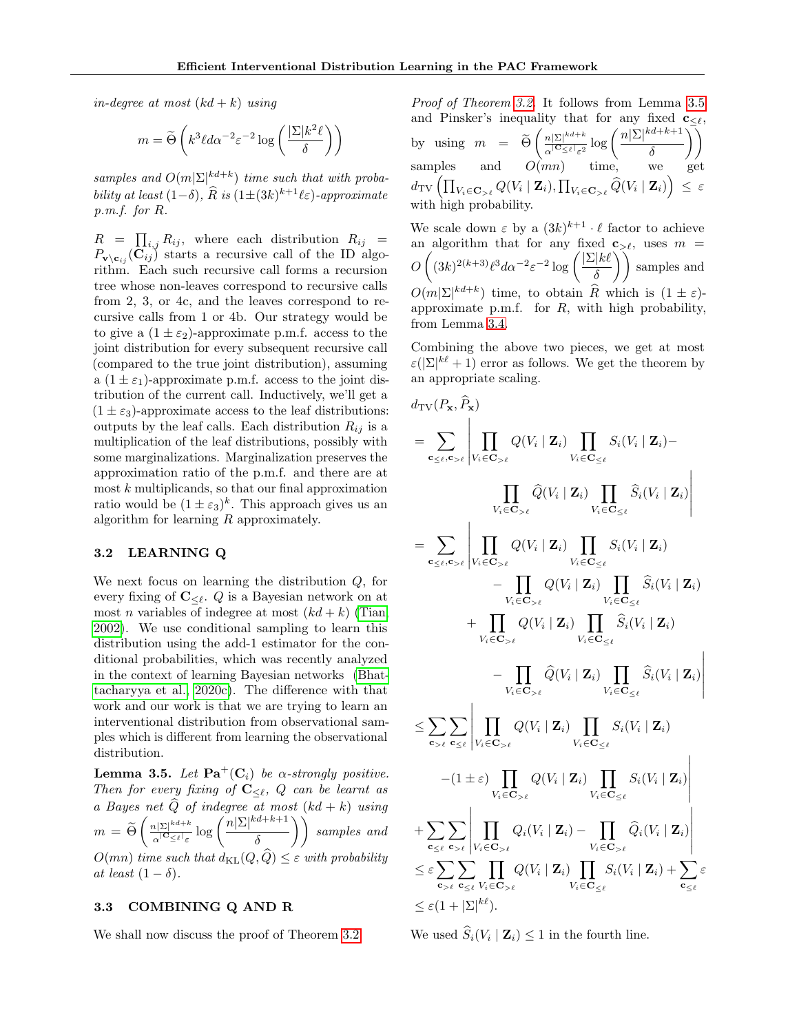*in-degree at most $(kd+k)$ using*

$$m = \widetilde{\Theta}\left(k^3 \ell d \alpha^{-2} \varepsilon^{-2} \log\left(\frac{|\Sigma| k^2 \ell}{\delta}\right)\right)$$

*samples and $O(m|\Sigma|^{kd+k})$ time such that with probability at least $(1-\delta)$, $\widehat{R}$ is $(1 \pm (3k)^{k+1}\ell\varepsilon)$-approximate p.m.f. for $R$.*

$R = \prod_{i,j} R_{ij}$, where each distribution $R_{ij} = P_{\mathbf{v}\setminus\mathbf{c}_{ij}}(\mathbf{C}_{ij})$ starts a recursive call of the ID algorithm. Each such recursive call forms a recursion tree whose non-leaves correspond to recursive calls from 2, 3, or 4c, and the leaves correspond to recursive calls from 1 or 4b. Our strategy would be to give a $(1 \pm \varepsilon_2)$-approximate p.m.f. access to the joint distribution for every subsequent recursive call (compared to the true joint distribution), assuming a $(1 \pm \varepsilon_1)$-approximate p.m.f. access to the joint distribution of the current call. Inductively, we'll get a $(1 \pm \varepsilon_3)$-approximate access to the leaf distributions: outputs by the leaf calls. Each distribution $R_{ij}$ is a multiplication of the leaf distributions, possibly with some marginalizations. Marginalization preserves the approximation ratio of the p.m.f. and there are at most $k$ multiplicands, so that our final approximation ratio would be $(1 \pm \varepsilon_3)^k$. This approach gives us an algorithm for learning $R$ approximately.

### 3.2 LEARNING Q

We next focus on learning the distribution $Q$, for every fixing of $\mathbf{C}_{\leq \ell}$. $Q$ is a Bayesian network on at most $n$ variables of indegree at most $(kd+k)$ (Tian, 2002). We use conditional sampling to learn this distribution using the add-1 estimator for the conditional probabilities, which was recently analyzed in the context of learning Bayesian networks (Bhattacharyya et al., 2020c). The difference with that work and our work is that we are trying to learn an interventional distribution from observational samples which is different from learning the observational distribution.

**Lemma 3.5.** *Let $\mathbf{Pa}^+(\mathbf{C}_i)$ be $\alpha$-strongly positive. Then for every fixing of $\mathbf{C}_{\leq \ell}$, $Q$ can be learnt as a Bayes net $\widehat{Q}$ of indegree at most $(kd+k)$ using $m = \widetilde{\Theta}\left(\frac{n|\Sigma|^{kd+k}}{\alpha^{|\mathbf{C}_{\leq \ell}|}\varepsilon}\log\left(\frac{n|\Sigma|^{kd+k+1}}{\delta}\right)\right)$ samples and $O(mn)$ time such that $d_{\mathrm{KL}}(Q, \widehat{Q}) \leq \varepsilon$ with probability at least $(1-\delta)$.*

### 3.3 COMBINING Q AND R

We shall now discuss the proof of Theorem 3.2.

*Proof of Theorem 3.2.* It follows from Lemma 3.5 and Pinsker's inequality that for any fixed $\mathbf{c}_{\leq \ell}$, by using $m = \widetilde{\Theta}\left(\frac{n|\Sigma|^{kd+k}}{\alpha^{|\mathbf{C}_{\leq \ell}|}\varepsilon^2}\log\left(\frac{n|\Sigma|^{kd+k+1}}{\delta}\right)\right)$ samples and $O(mn)$ time, we get $d_{\mathrm{TV}}\left(\prod_{V_i \in \mathbf{C}_{>\ell}} Q(V_i \mid \mathbf{Z}_i), \prod_{V_i \in \mathbf{C}_{>\ell}} \widehat{Q}(V_i \mid \mathbf{Z}_i)\right) \leq \varepsilon$ with high probability.

We scale down $\varepsilon$ by a $(3k)^{k+1} \cdot \ell$ factor to achieve an algorithm that for any fixed $\mathbf{c}_{>\ell}$, uses $m = O\left((3k)^{2(k+3)}\ell^3 d\alpha^{-2}\varepsilon^{-2}\log\left(\frac{|\Sigma|k\ell}{\delta}\right)\right)$ samples and $O(m|\Sigma|^{kd+k})$ time, to obtain $\widehat{R}$ which is $(1 \pm \varepsilon)$-approximate p.m.f. for $R$, with high probability, from Lemma 3.4.

Combining the above two pieces, we get at most $\varepsilon(|\Sigma|^{k\ell}+1)$ error as follows. We get the theorem by an appropriate scaling.

$$
\begin{aligned}
&d_{\mathrm{TV}}(P_{\mathbf{x}}, \widehat{P}_{\mathbf{x}}) \\
&= \sum_{\mathbf{c}_{\leq \ell}, \mathbf{c}_{>\ell}} \left| \prod_{V_i \in \mathbf{C}_{>\ell}} Q(V_i \mid \mathbf{Z}_i) \prod_{V_i \in \mathbf{C}_{\leq \ell}} S_i(V_i \mid \mathbf{Z}_i) - \prod_{V_i \in \mathbf{C}_{>\ell}} \widehat{Q}(V_i \mid \mathbf{Z}_i) \prod_{V_i \in \mathbf{C}_{\leq \ell}} \widehat{S}_i(V_i \mid \mathbf{Z}_i) \right| \\
&= \sum_{\mathbf{c}_{\leq \ell}, \mathbf{c}_{>\ell}} \left| \prod_{V_i \in \mathbf{C}_{>\ell}} Q(V_i \mid \mathbf{Z}_i) \prod_{V_i \in \mathbf{C}_{\leq \ell}} S_i(V_i \mid \mathbf{Z}_i) - \prod_{V_i \in \mathbf{C}_{>\ell}} Q(V_i \mid \mathbf{Z}_i) \prod_{V_i \in \mathbf{C}_{\leq \ell}} \widehat{S}_i(V_i \mid \mathbf{Z}_i) \right. \\
&\qquad \left. + \prod_{V_i \in \mathbf{C}_{>\ell}} Q(V_i \mid \mathbf{Z}_i) \prod_{V_i \in \mathbf{C}_{\leq \ell}} \widehat{S}_i(V_i \mid \mathbf{Z}_i) - \prod_{V_i \in \mathbf{C}_{>\ell}} \widehat{Q}(V_i \mid \mathbf{Z}_i) \prod_{V_i \in \mathbf{C}_{\leq \ell}} \widehat{S}_i(V_i \mid \mathbf{Z}_i) \right| \\
&\leq \sum_{\mathbf{c}_{>\ell}} \sum_{\mathbf{c}_{\leq \ell}} \left| \prod_{V_i \in \mathbf{C}_{>\ell}} Q(V_i \mid \mathbf{Z}_i) \prod_{V_i \in \mathbf{C}_{\leq \ell}} S_i(V_i \mid \mathbf{Z}_i) - (1 \pm \varepsilon) \prod_{V_i \in \mathbf{C}_{>\ell}} Q(V_i \mid \mathbf{Z}_i) \prod_{V_i \in \mathbf{C}_{\leq \ell}} S_i(V_i \mid \mathbf{Z}_i) \right| \\
&\qquad + \sum_{\mathbf{c}_{\leq \ell}} \sum_{\mathbf{c}_{>\ell}} \left| \prod_{V_i \in \mathbf{C}_{>\ell}} Q_i(V_i \mid \mathbf{Z}_i) - \prod_{V_i \in \mathbf{C}_{>\ell}} \widehat{Q}_i(V_i \mid \mathbf{Z}_i) \right| \\
&\leq \varepsilon \sum_{\mathbf{c}_{>\ell}} \sum_{\mathbf{c}_{\leq \ell}} \prod_{V_i \in \mathbf{C}_{>\ell}} Q(V_i \mid \mathbf{Z}_i) \prod_{V_i \in \mathbf{C}_{\leq \ell}} S_i(V_i \mid \mathbf{Z}_i) + \sum_{\mathbf{c}_{\leq \ell}} \varepsilon \\
&\leq \varepsilon(1 + |\Sigma|^{k\ell}).
\end{aligned}
$$

We used $\widehat{S}_i(V_i \mid \mathbf{Z}_i) \leq 1$ in the fourth line.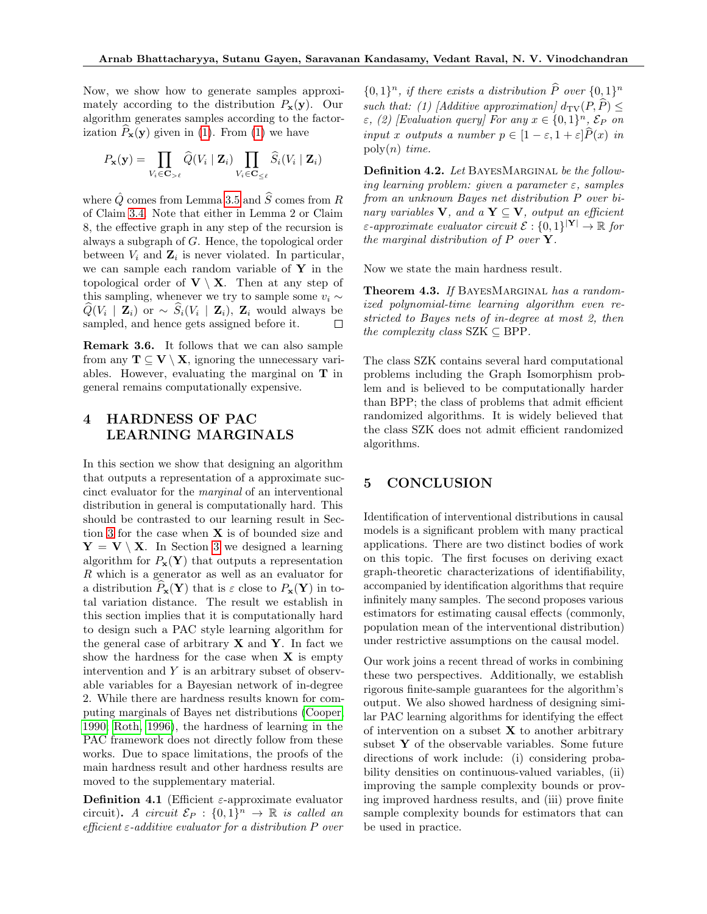Now, we show how to generate samples approximately according to the distribution $P_{\mathbf{x}}(\mathbf{y})$. Our algorithm generates samples according to the factorization $\widehat{P}_{\mathbf{x}}(\mathbf{y})$ given in (1). From (1) we have

$$P_{\mathbf{x}}(\mathbf{y}) = \prod_{V_i \in \mathbf{C}_{>\ell}} \widehat{Q}(V_i \mid \mathbf{Z}_i) \prod_{V_i \in \mathbf{C}_{\leq \ell}} \widehat{S}_i(V_i \mid \mathbf{Z}_i)$$

where $\hat{Q}$ comes from Lemma 3.5 and $\widehat{S}$ comes from $R$ of Claim 3.4. Note that either in Lemma 2 or Claim 8, the effective graph in any step of the recursion is always a subgraph of $G$. Hence, the topological order between $V_i$ and $\mathbf{Z}_i$ is never violated. In particular, we can sample each random variable of $\mathbf{Y}$ in the topological order of $\mathbf{V} \setminus \mathbf{X}$. Then at any step of this sampling, whenever we try to sample some $v_i \sim \widehat{Q}(V_i \mid \mathbf{Z}_i)$ or $\sim \widehat{S}_i(V_i \mid \mathbf{Z}_i)$, $\mathbf{Z}_i$ would always be sampled, and hence gets assigned before it. □

**Remark 3.6.** It follows that we can also sample from any $\mathbf{T} \subseteq \mathbf{V} \setminus \mathbf{X}$, ignoring the unnecessary variables. However, evaluating the marginal on $\mathbf{T}$ in general remains computationally expensive.

# 4 HARDNESS OF PAC LEARNING MARGINALS

In this section we show that designing an algorithm that outputs a representation of a approximate succinct evaluator for the *marginal* of an interventional distribution in general is computationally hard. This should be contrasted to our learning result in Section 3 for the case when $\mathbf{X}$ is of bounded size and $\mathbf{Y} = \mathbf{V} \setminus \mathbf{X}$. In Section 3 we designed a learning algorithm for $P_{\mathbf{x}}(\mathbf{Y})$ that outputs a representation $R$ which is a generator as well as an evaluator for a distribution $\widehat{P}_{\mathbf{x}}(\mathbf{Y})$ that is $\varepsilon$ close to $P_{\mathbf{x}}(\mathbf{Y})$ in total variation distance. The result we establish in this section implies that it is computationally hard to design such a PAC style learning algorithm for the general case of arbitrary $\mathbf{X}$ and $\mathbf{Y}$. In fact we show the hardness for the case when $\mathbf{X}$ is empty intervention and $Y$ is an arbitrary subset of observable variables for a Bayesian network of in-degree 2. While there are hardness results known for computing marginals of Bayes net distributions (Cooper, 1990; Roth, 1996), the hardness of learning in the PAC framework does not directly follow from these works. Due to space limitations, the proofs of the main hardness result and other hardness results are moved to the supplementary material.

**Definition 4.1** (Efficient $\varepsilon$-approximate evaluator circuit)**.** *A circuit $\mathcal{E}_P : \{0,1\}^n \to \mathbb{R}$ is called an efficient $\varepsilon$-additive evaluator for a distribution $P$ over $\{0,1\}^n$, if there exists a distribution $\widehat{P}$ over $\{0,1\}^n$ such that: (1) [Additive approximation] $d_{\mathrm{TV}}(P, \widehat{P}) \leq \varepsilon$, (2) [Evaluation query] For any $x \in \{0,1\}^n$, $\mathcal{E}_P$ on input $x$ outputs a number $p \in [1-\varepsilon, 1+\varepsilon]\widehat{P}(x)$ in $\mathrm{poly}(n)$ time.*

**Definition 4.2.** *Let* BayesMarginal *be the following learning problem: given a parameter $\varepsilon$, samples from an unknown Bayes net distribution $P$ over binary variables $\mathbf{V}$, and a $\mathbf{Y} \subseteq \mathbf{V}$, output an efficient $\varepsilon$-approximate evaluator circuit $\mathcal{E} : \{0,1\}^{|\mathbf{Y}|} \to \mathbb{R}$ for the marginal distribution of $P$ over $\mathbf{Y}$.*

Now we state the main hardness result.

**Theorem 4.3.** *If* BayesMarginal *has a randomized polynomial-time learning algorithm even restricted to Bayes nets of in-degree at most 2, then the complexity class* SZK $\subseteq$ BPP.

The class SZK contains several hard computational problems including the Graph Isomorphism problem and is believed to be computationally harder than BPP; the class of problems that admit efficient randomized algorithms. It is widely believed that the class SZK does not admit efficient randomized algorithms.

# 5 CONCLUSION

Identification of interventional distributions in causal models is a significant problem with many practical applications. There are two distinct bodies of work on this topic. The first focuses on deriving exact graph-theoretic characterizations of identifiability, accompanied by identification algorithms that require infinitely many samples. The second proposes various estimators for estimating causal effects (commonly, population mean of the interventional distribution) under restrictive assumptions on the causal model.

Our work joins a recent thread of works in combining these two perspectives. Additionally, we establish rigorous finite-sample guarantees for the algorithm's output. We also showed hardness of designing similar PAC learning algorithms for identifying the effect of intervention on a subset $\mathbf{X}$ to another arbitrary subset $\mathbf{Y}$ of the observable variables. Some future directions of work include: (i) considering probability densities on continuous-valued variables, (ii) improving the sample complexity bounds or proving improved hardness results, and (iii) prove finite sample complexity bounds for estimators that can be used in practice.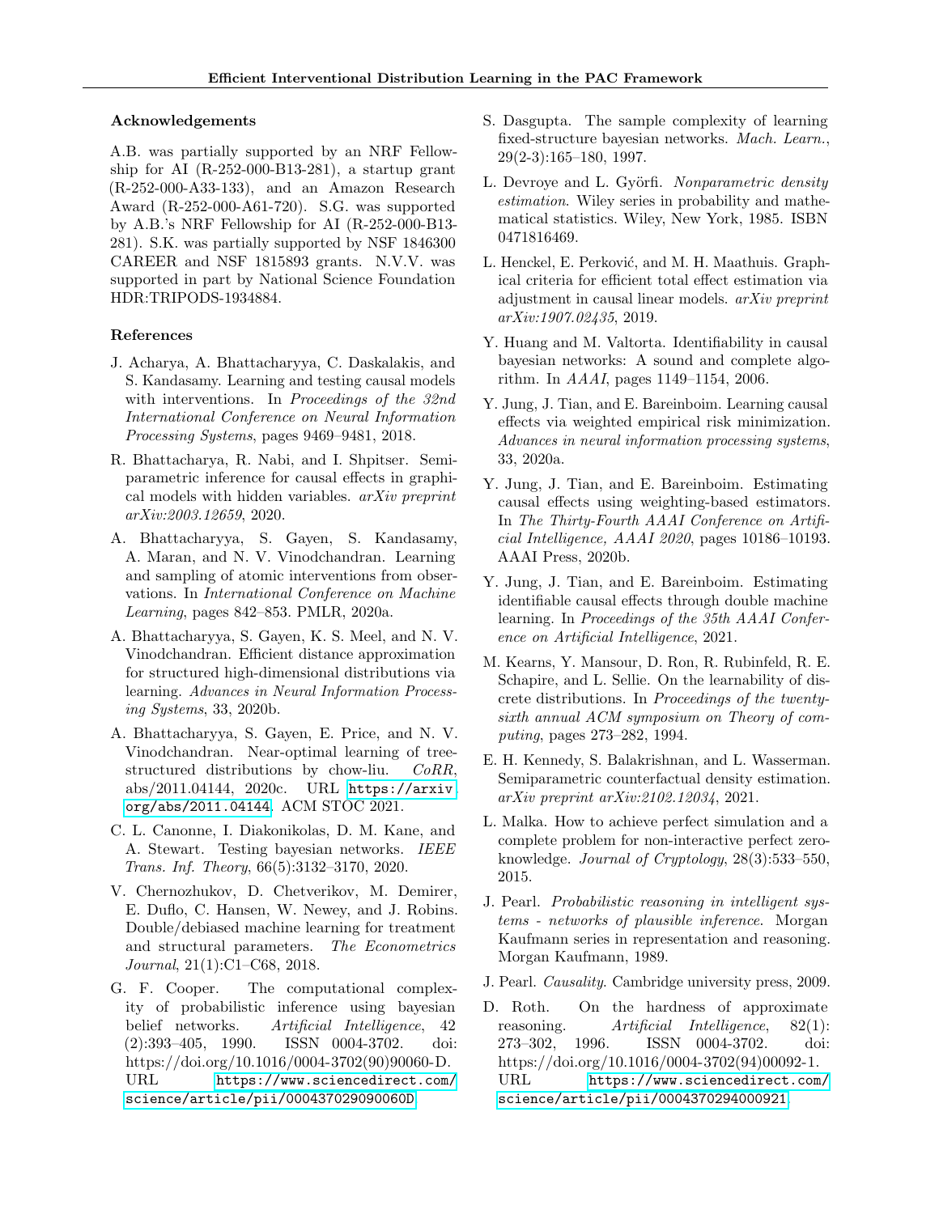### Acknowledgements

A.B. was partially supported by an NRF Fellowship for AI (R-252-000-B13-281), a startup grant (R-252-000-A33-133), and an Amazon Research Award (R-252-000-A61-720). S.G. was supported by A.B.'s NRF Fellowship for AI (R-252-000-B13-281). S.K. was partially supported by NSF 1846300 CAREER and NSF 1815893 grants. N.V.V. was supported in part by National Science Foundation HDR:TRIPODS-1934884.

### References

J. Acharya, A. Bhattacharyya, C. Daskalakis, and S. Kandasamy. Learning and testing causal models with interventions. In *Proceedings of the 32nd International Conference on Neural Information Processing Systems*, pages 9469–9481, 2018.

R. Bhattacharya, R. Nabi, and I. Shpitser. Semiparametric inference for causal effects in graphical models with hidden variables. *arXiv preprint arXiv:2003.12659*, 2020.

A. Bhattacharyya, S. Gayen, S. Kandasamy, A. Maran, and N. V. Vinodchandran. Learning and sampling of atomic interventions from observations. In *International Conference on Machine Learning*, pages 842–853. PMLR, 2020a.

A. Bhattacharyya, S. Gayen, K. S. Meel, and N. V. Vinodchandran. Efficient distance approximation for structured high-dimensional distributions via learning. *Advances in Neural Information Processing Systems*, 33, 2020b.

A. Bhattacharyya, S. Gayen, E. Price, and N. V. Vinodchandran. Near-optimal learning of tree-structured distributions by chow-liu. *CoRR*, abs/2011.04144, 2020c. URL https://arxiv.org/abs/2011.04144. ACM STOC 2021.

C. L. Canonne, I. Diakonikolas, D. M. Kane, and A. Stewart. Testing bayesian networks. *IEEE Trans. Inf. Theory*, 66(5):3132–3170, 2020.

V. Chernozhukov, D. Chetverikov, M. Demirer, E. Duflo, C. Hansen, W. Newey, and J. Robins. Double/debiased machine learning for treatment and structural parameters. *The Econometrics Journal*, 21(1):C1–C68, 2018.

G. F. Cooper. The computational complexity of probabilistic inference using bayesian belief networks. *Artificial Intelligence*, 42 (2):393–405, 1990. ISSN 0004-3702. doi: https://doi.org/10.1016/0004-3702(90)90060-D. URL https://www.sciencedirect.com/science/article/pii/000437029090060D.

S. Dasgupta. The sample complexity of learning fixed-structure bayesian networks. *Mach. Learn.*, 29(2-3):165–180, 1997.

L. Devroye and L. Györfi. *Nonparametric density estimation*. Wiley series in probability and mathematical statistics. Wiley, New York, 1985. ISBN 0471816469.

L. Henckel, E. Perković, and M. H. Maathuis. Graphical criteria for efficient total effect estimation via adjustment in causal linear models. *arXiv preprint arXiv:1907.02435*, 2019.

Y. Huang and M. Valtorta. Identifiability in causal bayesian networks: A sound and complete algorithm. In *AAAI*, pages 1149–1154, 2006.

Y. Jung, J. Tian, and E. Bareinboim. Learning causal effects via weighted empirical risk minimization. *Advances in neural information processing systems*, 33, 2020a.

Y. Jung, J. Tian, and E. Bareinboim. Estimating causal effects using weighting-based estimators. In *The Thirty-Fourth AAAI Conference on Artificial Intelligence, AAAI 2020*, pages 10186–10193. AAAI Press, 2020b.

Y. Jung, J. Tian, and E. Bareinboim. Estimating identifiable causal effects through double machine learning. In *Proceedings of the 35th AAAI Conference on Artificial Intelligence*, 2021.

M. Kearns, Y. Mansour, D. Ron, R. Rubinfeld, R. E. Schapire, and L. Sellie. On the learnability of discrete distributions. In *Proceedings of the twenty-sixth annual ACM symposium on Theory of computing*, pages 273–282, 1994.

E. H. Kennedy, S. Balakrishnan, and L. Wasserman. Semiparametric counterfactual density estimation. *arXiv preprint arXiv:2102.12034*, 2021.

L. Malka. How to achieve perfect simulation and a complete problem for non-interactive perfect zero-knowledge. *Journal of Cryptology*, 28(3):533–550, 2015.

J. Pearl. *Probabilistic reasoning in intelligent systems - networks of plausible inference*. Morgan Kaufmann series in representation and reasoning. Morgan Kaufmann, 1989.

J. Pearl. *Causality*. Cambridge university press, 2009.

D. Roth. On the hardness of approximate reasoning. *Artificial Intelligence*, 82(1): 273–302, 1996. ISSN 0004-3702. doi: https://doi.org/10.1016/0004-3702(94)00092-1. URL https://www.sciencedirect.com/science/article/pii/0004370294000921.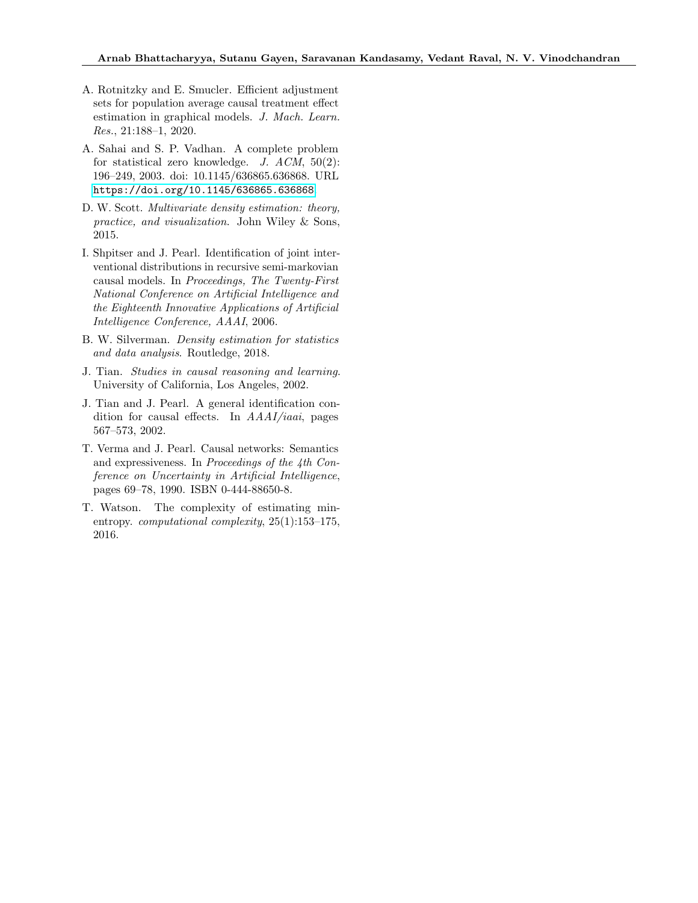A. Rotnitzky and E. Smucler. Efficient adjustment sets for population average causal treatment effect estimation in graphical models. *J. Mach. Learn. Res.*, 21:188–1, 2020.

A. Sahai and S. P. Vadhan. A complete problem for statistical zero knowledge. *J. ACM*, 50(2): 196–249, 2003. doi: 10.1145/636865.636868. URL https://doi.org/10.1145/636865.636868.

D. W. Scott. *Multivariate density estimation: theory, practice, and visualization*. John Wiley & Sons, 2015.

I. Shpitser and J. Pearl. Identification of joint interventional distributions in recursive semi-markovian causal models. In *Proceedings, The Twenty-First National Conference on Artificial Intelligence and the Eighteenth Innovative Applications of Artificial Intelligence Conference, AAAI*, 2006.

B. W. Silverman. *Density estimation for statistics and data analysis*. Routledge, 2018.

J. Tian. *Studies in causal reasoning and learning*. University of California, Los Angeles, 2002.

J. Tian and J. Pearl. A general identification condition for causal effects. In *AAAI/iaai*, pages 567–573, 2002.

T. Verma and J. Pearl. Causal networks: Semantics and expressiveness. In *Proceedings of the 4th Conference on Uncertainty in Artificial Intelligence*, pages 69–78, 1990. ISBN 0-444-88650-8.

T. Watson. The complexity of estimating min-entropy. *computational complexity*, 25(1):153–175, 2016.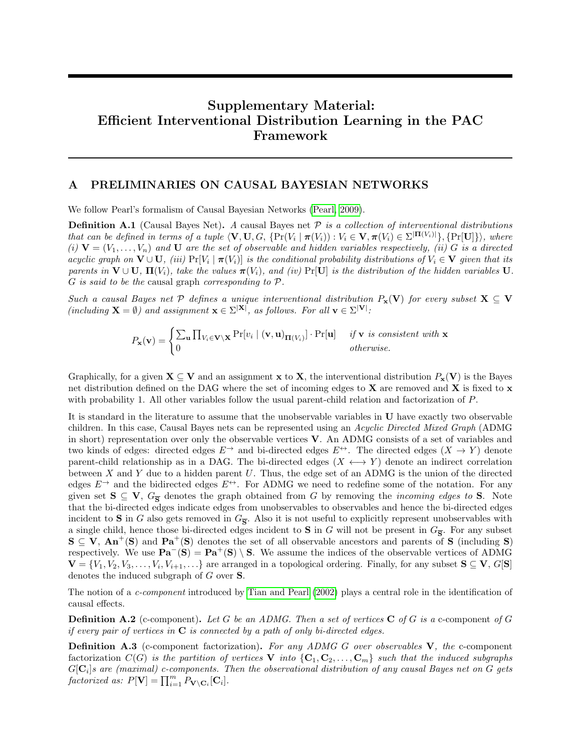# Supplementary Material: Efficient Interventional Distribution Learning in the PAC Framework

## A PRELIMINARIES ON CAUSAL BAYESIAN NETWORKS

We follow Pearl's formalism of Causal Bayesian Networks (Pearl, 2009).

**Definition A.1** (Causal Bayes Net)**.** *A causal Bayes net $\mathcal{P}$ is a collection of interventional distributions that can be defined in terms of a tuple $\langle \mathbf{V}, \mathbf{U}, G, \{\Pr(V_i \mid \boldsymbol{\pi}(V_i)) : V_i \in \mathbf{V}, \boldsymbol{\pi}(V_i) \in \Sigma^{|\mathbf{\Pi}(V_i)|}\}, \{\Pr[\mathbf{U}]\}\rangle$, where (i) $\mathbf{V} = (V_1, \ldots, V_n)$ and $\mathbf{U}$ are the set of observable and hidden variables respectively, (ii) $G$ is a directed acyclic graph on $\mathbf{V} \cup \mathbf{U}$, (iii) $\Pr[V_i \mid \boldsymbol{\pi}(V_i)]$ is the conditional probability distributions of $V_i \in \mathbf{V}$ given that its parents in $\mathbf{V} \cup \mathbf{U}$, $\mathbf{\Pi}(V_i)$, take the values $\boldsymbol{\pi}(V_i)$, and (iv) $\Pr[\mathbf{U}]$ is the distribution of the hidden variables $\mathbf{U}$. $G$ is said to be the* causal graph *corresponding to $\mathcal{P}$.*

*Such a causal Bayes net $\mathcal{P}$ defines a unique interventional distribution $P_{\mathbf{x}}(\mathbf{V})$ for every subset $\mathbf{X} \subseteq \mathbf{V}$ (including $\mathbf{X} = \emptyset$) and assignment $\mathbf{x} \in \Sigma^{|\mathbf{X}|}$, as follows. For all $\mathbf{v} \in \Sigma^{|\mathbf{V}|}$:*

$$P_{\mathbf{x}}(\mathbf{v}) = \begin{cases} \sum_{\mathbf{u}} \prod_{V_i \in \mathbf{V} \setminus \mathbf{X}} \Pr[v_i \mid (\mathbf{v}, \mathbf{u})_{\mathbf{\Pi}(V_i)}] \cdot \Pr[\mathbf{u}] & \text{if } \mathbf{v} \text{ is consistent with } \mathbf{x} \\ 0 & \text{otherwise.} \end{cases}$$

Graphically, for a given $\mathbf{X} \subseteq \mathbf{V}$ and an assignment $\mathbf{x}$ to $\mathbf{X}$, the interventional distribution $P_{\mathbf{x}}(\mathbf{V})$ is the Bayes net distribution defined on the DAG where the set of incoming edges to $\mathbf{X}$ are removed and $\mathbf{X}$ is fixed to $\mathbf{x}$ with probability 1. All other variables follow the usual parent-child relation and factorization of $P$.

It is standard in the literature to assume that the unobservable variables in $\mathbf{U}$ have exactly two observable children. In this case, Causal Bayes nets can be represented using an *Acyclic Directed Mixed Graph* (ADMG in short) representation over only the observable vertices $\mathbf{V}$. An ADMG consists of a set of variables and two kinds of edges: directed edges $E^{\rightarrow}$ and bi-directed edges $E^{\leftrightarrow}$. The directed edges $(X \rightarrow Y)$ denote parent-child relationship as in a DAG. The bi-directed edges $(X \longleftrightarrow Y)$ denote an indirect correlation between $X$ and $Y$ due to a hidden parent $U$. Thus, the edge set of an ADMG is the union of the directed edges $E^{\rightarrow}$ and the bidirected edges $E^{\leftrightarrow}$. For ADMG we need to redefine some of the notation. For any given set $\mathbf{S} \subseteq \mathbf{V}$, $G_{\overline{\mathbf{S}}}$ denotes the graph obtained from $G$ by removing the *incoming edges to* $\mathbf{S}$. Note that the bi-directed edges indicate edges from unobservables to observables and hence the bi-directed edges incident to $\mathbf{S}$ in $G$ also gets removed in $G_{\overline{\mathbf{S}}}$. Also it is not useful to explicitly represent unobservables with a single child, hence those bi-directed edges incident to $\mathbf{S}$ in $G$ will not be present in $G_{\overline{\mathbf{S}}}$. For any subset $\mathbf{S} \subseteq \mathbf{V}$, $\mathbf{An}^+(\mathbf{S})$ and $\mathbf{Pa}^+(\mathbf{S})$ denotes the set of all observable ancestors and parents of $\mathbf{S}$ (including $\mathbf{S}$) respectively. We use $\mathbf{Pa}^-(\mathbf{S}) = \mathbf{Pa}^+(\mathbf{S}) \setminus \mathbf{S}$. We assume the indices of the observable vertices of ADMG $\mathbf{V} = \{V_1, V_2, V_3, \ldots, V_i, V_{i+1}, \ldots\}$ are arranged in a topological ordering. Finally, for any subset $\mathbf{S} \subseteq \mathbf{V}$, $G[\mathbf{S}]$ denotes the induced subgraph of $G$ over $\mathbf{S}$.

The notion of a *c-component* introduced by Tian and Pearl (2002) plays a central role in the identification of causal effects.

**Definition A.2** (c-component)**.** *Let $G$ be an ADMG. Then a set of vertices $\mathbf{C}$ of $G$ is a* c-component *of $G$ if every pair of vertices in $\mathbf{C}$ is connected by a path of only bi-directed edges.*

**Definition A.3** (c-component factorization)**.** *For any ADMG $G$ over observables $\mathbf{V}$, the* c-component factorization *$C(G)$ is the partition of vertices $\mathbf{V}$ into $\{\mathbf{C}_1, \mathbf{C}_2, \ldots, \mathbf{C}_m\}$ such that the induced subgraphs $G[\mathbf{C}_i]$s are (maximal) c-components. Then the observational distribution of any causal Bayes net on $G$ gets factorized as: $P[\mathbf{V}] = \prod_{i=1}^{m} P_{\mathbf{V} \setminus \mathbf{C}_i}[\mathbf{C}_i]$.*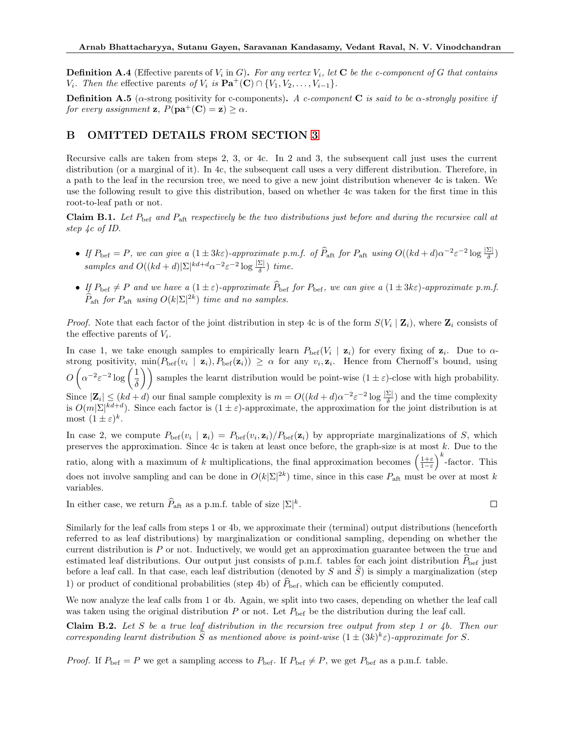**Definition A.4** (Effective parents of $V_i$ in $G$)**.** *For any vertex $V_i$, let $\mathbf{C}$ be the c-component of $G$ that contains $V_i$. Then the* effective parents *of $V_i$ is $\mathbf{Pa}^+(\mathbf{C}) \cap \{V_1, V_2, \ldots, V_{i-1}\}$.*

**Definition A.5** ($\alpha$-strong positivity for c-components)**.** *A c-component $\mathbf{C}$ is said to be $\alpha$-strongly positive if for every assignment $\mathbf{z}$, $P(\mathbf{pa}^+(\mathbf{C}) = \mathbf{z}) \geq \alpha$.*

# B OMITTED DETAILS FROM SECTION 3

Recursive calls are taken from steps 2, 3, or 4c. In 2 and 3, the subsequent call just uses the current distribution (or a marginal of it). In 4c, the subsequent call uses a very different distribution. Therefore, in a path to the leaf in the recursion tree, we need to give a new joint distribution whenever 4c is taken. We use the following result to give this distribution, based on whether 4c was taken for the first time in this root-to-leaf path or not.

**Claim B.1.** *Let $P_{\text{bef}}$ and $P_{\text{aft}}$ respectively be the two distributions just before and during the recursive call at step 4c of ID.*

- *If $P_{\text{bef}} = P$, we can give a $(1 \pm 3k\varepsilon)$-approximate p.m.f. of $\widehat{P}_{\text{aft}}$ for $P_{\text{aft}}$ using $O((kd + d)\alpha^{-2}\varepsilon^{-2} \log \frac{|\Sigma|}{\delta})$ samples and $O((kd + d)|\Sigma|^{kd+d}\alpha^{-2}\varepsilon^{-2} \log \frac{|\Sigma|}{\delta})$ time.*
- *If $P_{\text{bef}} \neq P$ and we have a $(1 \pm \varepsilon)$-approximate $\widehat{P}_{\text{bef}}$ for $P_{\text{bef}}$, we can give a $(1 \pm 3k\varepsilon)$-approximate p.m.f. $\widehat{P}_{\text{aft}}$ for $P_{\text{aft}}$ using $O(k|\Sigma|^{2k})$ time and no samples.*

*Proof.* Note that each factor of the joint distribution in step 4c is of the form $S(V_i \mid \mathbf{Z}_i)$, where $\mathbf{Z}_i$ consists of the effective parents of $V_i$.

In case 1, we take enough samples to empirically learn $P_{\text{bef}}(V_i \mid \mathbf{z}_i)$ for every fixing of $\mathbf{z}_i$. Due to $\alpha$-strong positivity, $\min(P_{\text{bef}}(v_i \mid \mathbf{z}_i), P_{\text{bef}}(\mathbf{z}_i)) \geq \alpha$ for any $v_i, \mathbf{z}_i$. Hence from Chernoff's bound, using $O\left(\alpha^{-2}\varepsilon^{-2} \log\left(\frac{1}{\delta}\right)\right)$ samples the learnt distribution would be point-wise $(1 \pm \varepsilon)$-close with high probability. Since $|\mathbf{Z}_i| \leq (kd + d)$ our final sample complexity is $m = O((kd + d)\alpha^{-2}\varepsilon^{-2} \log \frac{|\Sigma|}{\delta})$ and the time complexity is $O(m|\Sigma|^{kd+d})$. Since each factor is $(1 \pm \varepsilon)$-approximate, the approximation for the joint distribution is at most $(1 \pm \varepsilon)^k$.

In case 2, we compute $P_{\text{bef}}(v_i \mid \mathbf{z}_i) = P_{\text{bef}}(v_i, \mathbf{z}_i)/P_{\text{bef}}(\mathbf{z}_i)$ by appropriate marginalizations of $S$, which preserves the approximation. Since 4c is taken at least once before, the graph-size is at most $k$. Due to the ratio, along with a maximum of $k$ multiplications, the final approximation becomes $\left(\frac{1+\varepsilon}{1-\varepsilon}\right)^k$-factor. This does not involve sampling and can be done in $O(k|\Sigma|^{2k})$ time, since in this case $P_{\text{aft}}$ must be over at most $k$ variables.

In either case, we return $\widehat{P}_{\text{aft}}$ as a p.m.f. table of size $|\Sigma|^k$. ∎

Similarly for the leaf calls from steps 1 or 4b, we approximate their (terminal) output distributions (henceforth referred to as leaf distributions) by marginalization or conditional sampling, depending on whether the current distribution is $P$ or not. Inductively, we would get an approximation guarantee between the true and estimated leaf distributions. Our output just consists of p.m.f. tables for each joint distribution $\widehat{P}_{\text{bef}}$ just before a leaf call. In that case, each leaf distribution (denoted by $S$ and $\widehat{S}$) is simply a marginalization (step 1) or product of conditional probabilities (step 4b) of $\widehat{P}_{\text{bef}}$, which can be efficiently computed.

We now analyze the leaf calls from 1 or 4b. Again, we split into two cases, depending on whether the leaf call was taken using the original distribution $P$ or not. Let $P_{\text{bef}}$ be the distribution during the leaf call.

**Claim B.2.** *Let $S$ be a true leaf distribution in the recursion tree output from step 1 or 4b. Then our corresponding learnt distribution $\widehat{S}$ as mentioned above is point-wise $(1 \pm (3k)^k\varepsilon)$-approximate for $S$.*

*Proof.* If $P_{\text{bef}} = P$ we get a sampling access to $P_{\text{bef}}$. If $P_{\text{bef}} \neq P$, we get $P_{\text{bef}}$ as a p.m.f. table.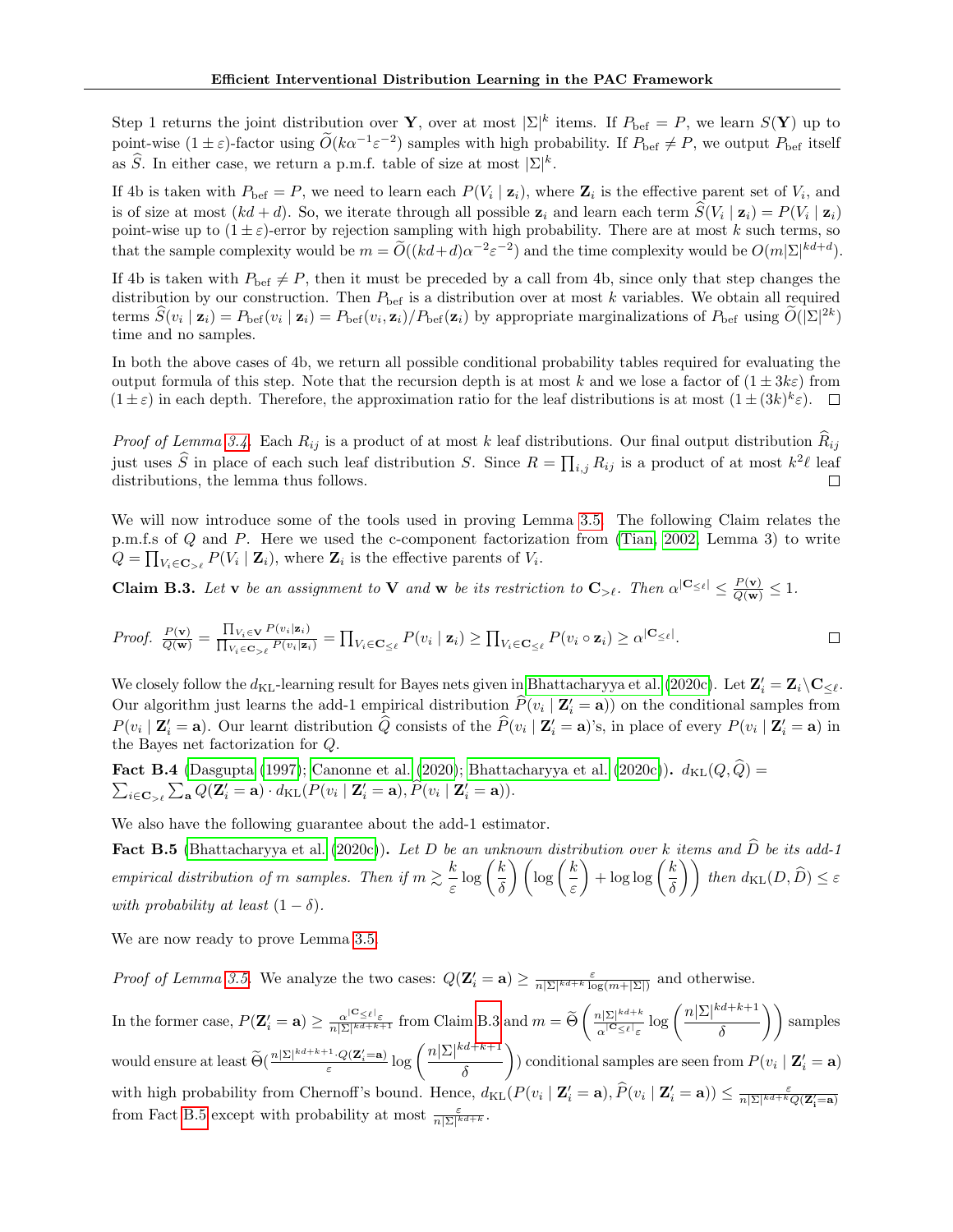Step 1 returns the joint distribution over $\mathbf{Y}$, over at most $|\Sigma|^k$ items. If $P_{\text{bef}} = P$, we learn $S(\mathbf{Y})$ up to point-wise $(1 \pm \varepsilon)$-factor using $\widetilde{O}(k\alpha^{-1}\varepsilon^{-2})$ samples with high probability. If $P_{\text{bef}} \neq P$, we output $P_{\text{bef}}$ itself as $\widehat{S}$. In either case, we return a p.m.f. table of size at most $|\Sigma|^k$.

If 4b is taken with $P_{\text{bef}} = P$, we need to learn each $P(V_i \mid \mathbf{z}_i)$, where $\mathbf{Z}_i$ is the effective parent set of $V_i$, and is of size at most $(kd + d)$. So, we iterate through all possible $\mathbf{z}_i$ and learn each term $\widehat{S}(V_i \mid \mathbf{z}_i) = P(V_i \mid \mathbf{z}_i)$ point-wise up to $(1 \pm \varepsilon)$-error by rejection sampling with high probability. There are at most $k$ such terms, so that the sample complexity would be $m = \widetilde{O}((kd+d)\alpha^{-2}\varepsilon^{-2})$ and the time complexity would be $O(m|\Sigma|^{kd+d})$.

If 4b is taken with $P_{\text{bef}} \neq P$, then it must be preceded by a call from 4b, since only that step changes the distribution by our construction. Then $P_{\text{bef}}$ is a distribution over at most $k$ variables. We obtain all required terms $\widehat{S}(v_i \mid \mathbf{z}_i) = P_{\text{bef}}(v_i \mid \mathbf{z}_i) = P_{\text{bef}}(v_i, \mathbf{z}_i)/P_{\text{bef}}(\mathbf{z}_i)$ by appropriate marginalizations of $P_{\text{bef}}$ using $\widetilde{O}(|\Sigma|^{2k})$ time and no samples.

In both the above cases of 4b, we return all possible conditional probability tables required for evaluating the output formula of this step. Note that the recursion depth is at most $k$ and we lose a factor of $(1 \pm 3k\varepsilon)$ from $(1 \pm \varepsilon)$ in each depth. Therefore, the approximation ratio for the leaf distributions is at most $(1 \pm (3k)^k\varepsilon)$. □

*Proof of Lemma 3.4.* Each $R_{ij}$ is a product of at most $k$ leaf distributions. Our final output distribution $\widehat{R}_{ij}$ just uses $\widehat{S}$ in place of each such leaf distribution $S$. Since $R = \prod_{i,j} R_{ij}$ is a product of at most $k^2\ell$ leaf distributions, the lemma thus follows. □

We will now introduce some of the tools used in proving Lemma 3.5. The following Claim relates the p.m.f.s of $Q$ and $P$. Here we used the c-component factorization from (Tian, 2002, Lemma 3) to write $Q = \prod_{V_i \in \mathbf{C}_{>\ell}} P(V_i \mid \mathbf{Z}_i)$, where $\mathbf{Z}_i$ is the effective parents of $V_i$.

**Claim B.3.** *Let $\mathbf{v}$ be an assignment to $\mathbf{V}$ and $\mathbf{w}$ be its restriction to $\mathbf{C}_{>\ell}$. Then $\alpha^{|\mathbf{C}_{\leq \ell}|} \leq \frac{P(\mathbf{v})}{Q(\mathbf{w})} \leq 1$.*

*Proof.* $\frac{P(\mathbf{v})}{Q(\mathbf{w})} = \frac{\prod_{V_i \in \mathbf{V}} P(v_i|\mathbf{z}_i)}{\prod_{V_i \in \mathbf{C}_{>\ell}} P(v_i|\mathbf{z}_i)} = \prod_{V_i \in \mathbf{C}_{\leq \ell}} P(v_i \mid \mathbf{z}_i) \geq \prod_{V_i \in \mathbf{C}_{\leq \ell}} P(v_i \circ \mathbf{z}_i) \geq \alpha^{|\mathbf{C}_{\leq \ell}|}$. □

We closely follow the $d_{\text{KL}}$-learning result for Bayes nets given in Bhattacharyya et al. (2020c). Let $\mathbf{Z}'_i = \mathbf{Z}_i \setminus \mathbf{C}_{\leq \ell}$. Our algorithm just learns the add-1 empirical distribution $\widehat{P}(v_i \mid \mathbf{Z}'_i = \mathbf{a})$ on the conditional samples from $P(v_i \mid \mathbf{Z}'_i = \mathbf{a})$. Our learnt distribution $\widehat{Q}$ consists of the $\widehat{P}(v_i \mid \mathbf{Z}'_i = \mathbf{a})$'s, in place of every $P(v_i \mid \mathbf{Z}'_i = \mathbf{a})$ in the Bayes net factorization for $Q$.

**Fact B.4** (Dasgupta (1997); Canonne et al. (2020); Bhattacharyya et al. (2020c)). $d_{\text{KL}}(Q, \widehat{Q}) = \sum_{i \in \mathbf{C}_{>\ell}} \sum_{\mathbf{a}} Q(\mathbf{Z}'_i = \mathbf{a}) \cdot d_{\text{KL}}(P(v_i \mid \mathbf{Z}'_i = \mathbf{a}), \widehat{P}(v_i \mid \mathbf{Z}'_i = \mathbf{a}))$.

We also have the following guarantee about the add-1 estimator.

**Fact B.5** (Bhattacharyya et al. (2020c)). *Let $D$ be an unknown distribution over $k$ items and $\widehat{D}$ be its add-1 empirical distribution of $m$ samples. Then if $m \gtrsim \frac{k}{\varepsilon} \log\left(\frac{k}{\delta}\right)\left(\log\left(\frac{k}{\varepsilon}\right) + \log\log\left(\frac{k}{\delta}\right)\right)$ then $d_{\text{KL}}(D, \widehat{D}) \leq \varepsilon$ with probability at least $(1 - \delta)$.*

We are now ready to prove Lemma 3.5.

*Proof of Lemma 3.5.* We analyze the two cases: $Q(\mathbf{Z}'_i = \mathbf{a}) \geq \frac{\varepsilon}{n|\Sigma|^{kd+k}\log(m+|\Sigma|)}$ and otherwise.

In the former case, $P(\mathbf{Z}'_i = \mathbf{a}) \geq \frac{\alpha^{|\mathbf{C}_{\leq \ell}|}\varepsilon}{n|\Sigma|^{kd+k+1}}$ from Claim B.3 and $m = \widetilde{\Theta}\left(\frac{n|\Sigma|^{kd+k}}{\alpha^{|\mathbf{C}_{\leq \ell}|}\varepsilon}\log\left(\frac{n|\Sigma|^{kd+k+1}}{\delta}\right)\right)$ samples would ensure at least $\widetilde{\Theta}(\frac{n|\Sigma|^{kd+k+1} \cdot Q(\mathbf{Z}'_i = \mathbf{a})}{\varepsilon}\log\left(\frac{n|\Sigma|^{kd+k+1}}{\delta}\right))$ conditional samples are seen from $P(v_i \mid \mathbf{Z}'_i = \mathbf{a})$ with high probability from Chernoff's bound. Hence, $d_{\text{KL}}(P(v_i \mid \mathbf{Z}'_i = \mathbf{a}), \widehat{P}(v_i \mid \mathbf{Z}'_i = \mathbf{a})) \leq \frac{\varepsilon}{n|\Sigma|^{kd+k}Q(\mathbf{Z}'_i = \mathbf{a})}$ from Fact B.5 except with probability at most $\frac{\varepsilon}{n|\Sigma|^{kd+k}}$.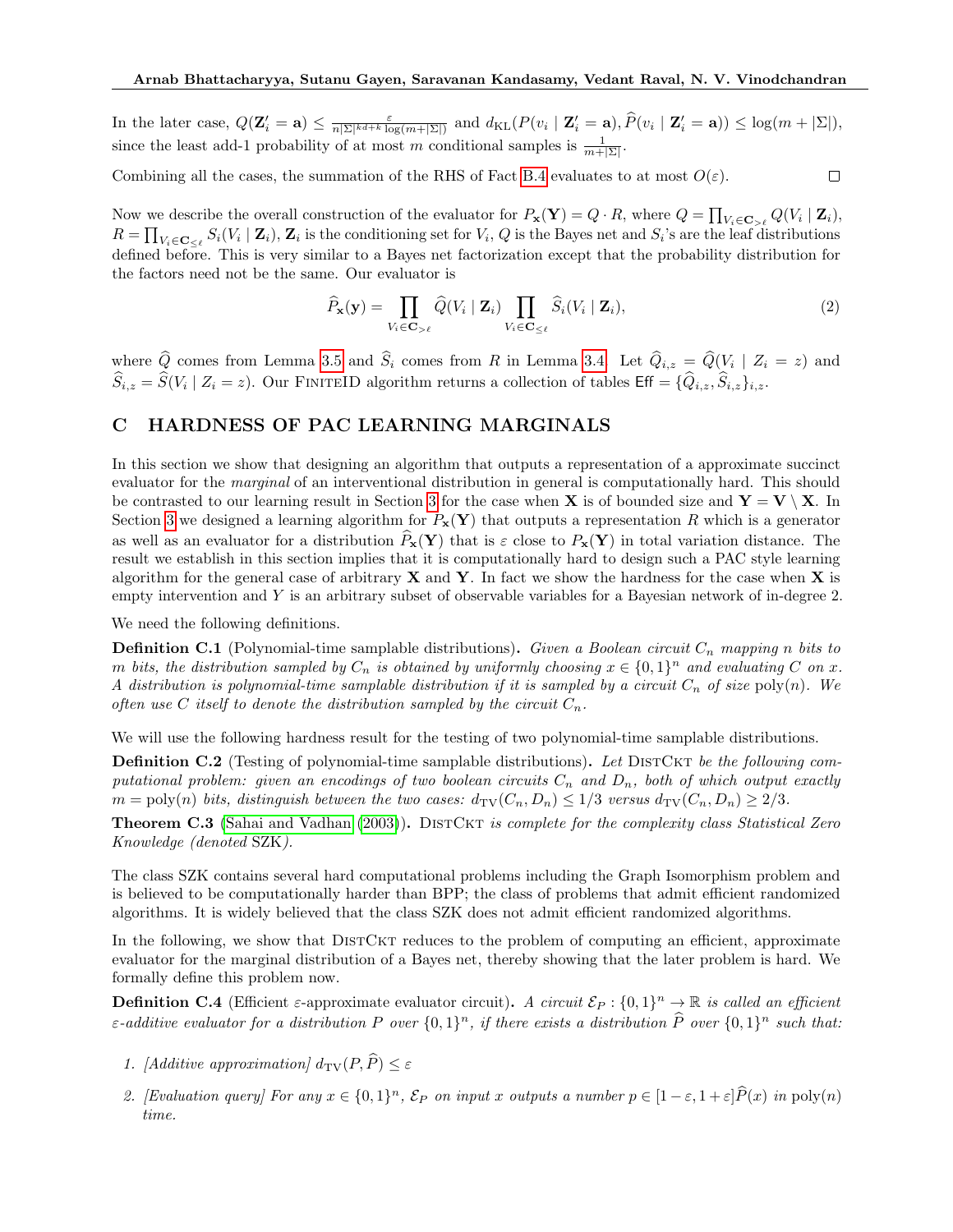In the later case, $Q(\mathbf{Z}'_i = \mathbf{a}) \leq \frac{\varepsilon}{n|\Sigma|^{kd+k}\log(m+|\Sigma|)}$ and $d_{\mathrm{KL}}(P(v_i \mid \mathbf{Z}'_i = \mathbf{a}), \widehat{P}(v_i \mid \mathbf{Z}'_i = \mathbf{a})) \leq \log(m + |\Sigma|)$, since the least add-1 probability of at most $m$ conditional samples is $\frac{1}{m+|\Sigma|}$.

Combining all the cases, the summation of the RHS of Fact B.4 evaluates to at most $O(\varepsilon)$. □

Now we describe the overall construction of the evaluator for $P_{\mathbf{x}}(\mathbf{Y}) = Q \cdot R$, where $Q = \prod_{V_i \in \mathbf{C}_{>\ell}} Q(V_i \mid \mathbf{Z}_i)$, $R = \prod_{V_i \in \mathbf{C}_{\leq \ell}} S_i(V_i \mid \mathbf{Z}_i)$, $\mathbf{Z}_i$ is the conditioning set for $V_i$, $Q$ is the Bayes net and $S_i$'s are the leaf distributions defined before. This is very similar to a Bayes net factorization except that the probability distribution for the factors need not be the same. Our evaluator is

$$\widehat{P}_{\mathbf{x}}(\mathbf{y}) = \prod_{V_i \in \mathbf{C}_{>\ell}} \widehat{Q}(V_i \mid \mathbf{Z}_i) \prod_{V_i \in \mathbf{C}_{\leq \ell}} \widehat{S}_i(V_i \mid \mathbf{Z}_i), \tag{2}$$

where $\widehat{Q}$ comes from Lemma 3.5 and $\widehat{S}_i$ comes from $R$ in Lemma 3.4. Let $\widehat{Q}_{i,z} = \widehat{Q}(V_i \mid Z_i = z)$ and $\widehat{S}_{i,z} = \widehat{S}(V_i \mid Z_i = z)$. Our FiniteID algorithm returns a collection of tables $\mathsf{Eff} = \{\widehat{Q}_{i,z}, \widehat{S}_{i,z}\}_{i,z}$.

# C HARDNESS OF PAC LEARNING MARGINALS

In this section we show that designing an algorithm that outputs a representation of a approximate succinct evaluator for the *marginal* of an interventional distribution in general is computationally hard. This should be contrasted to our learning result in Section 3 for the case when $\mathbf{X}$ is of bounded size and $\mathbf{Y} = \mathbf{V} \setminus \mathbf{X}$. In Section 3 we designed a learning algorithm for $P_{\mathbf{x}}(\mathbf{Y})$ that outputs a representation $R$ which is a generator as well as an evaluator for a distribution $\widehat{P}_{\mathbf{x}}(\mathbf{Y})$ that is $\varepsilon$ close to $P_{\mathbf{x}}(\mathbf{Y})$ in total variation distance. The result we establish in this section implies that it is computationally hard to design such a PAC style learning algorithm for the general case of arbitrary $\mathbf{X}$ and $\mathbf{Y}$. In fact we show the hardness for the case when $\mathbf{X}$ is empty intervention and $Y$ is an arbitrary subset of observable variables for a Bayesian network of in-degree 2.

We need the following definitions.

**Definition C.1** (Polynomial-time samplable distributions). *Given a Boolean circuit $C_n$ mapping $n$ bits to $m$ bits, the distribution sampled by $C_n$ is obtained by uniformly choosing $x \in \{0,1\}^n$ and evaluating $C$ on $x$. A distribution is polynomial-time samplable distribution if it is sampled by a circuit $C_n$ of size $\mathrm{poly}(n)$. We often use $C$ itself to denote the distribution sampled by the circuit $C_n$.*

We will use the following hardness result for the testing of two polynomial-time samplable distributions.

**Definition C.2** (Testing of polynomial-time samplable distributions). *Let DistCkt be the following computational problem: given an encodings of two boolean circuits $C_n$ and $D_n$, both of which output exactly $m = \mathrm{poly}(n)$ bits, distinguish between the two cases: $d_{\mathrm{TV}}(C_n, D_n) \leq 1/3$ versus $d_{\mathrm{TV}}(C_n, D_n) \geq 2/3$.*

**Theorem C.3** (Sahai and Vadhan (2003)). *DistCkt is complete for the complexity class Statistical Zero Knowledge (denoted* SZK*).*

The class SZK contains several hard computational problems including the Graph Isomorphism problem and is believed to be computationally harder than BPP; the class of problems that admit efficient randomized algorithms. It is widely believed that the class SZK does not admit efficient randomized algorithms.

In the following, we show that DistCkt reduces to the problem of computing an efficient, approximate evaluator for the marginal distribution of a Bayes net, thereby showing that the later problem is hard. We formally define this problem now.

**Definition C.4** (Efficient $\varepsilon$-approximate evaluator circuit). *A circuit $\mathcal{E}_P : \{0,1\}^n \to \mathbb{R}$ is called an efficient $\varepsilon$-additive evaluator for a distribution $P$ over $\{0,1\}^n$, if there exists a distribution $\widehat{P}$ over $\{0,1\}^n$ such that:*

1. *[Additive approximation] $d_{\mathrm{TV}}(P, \widehat{P}) \leq \varepsilon$*
2. *[Evaluation query] For any $x \in \{0,1\}^n$, $\mathcal{E}_P$ on input $x$ outputs a number $p \in [1-\varepsilon, 1+\varepsilon]\widehat{P}(x)$ in $\mathrm{poly}(n)$ time.*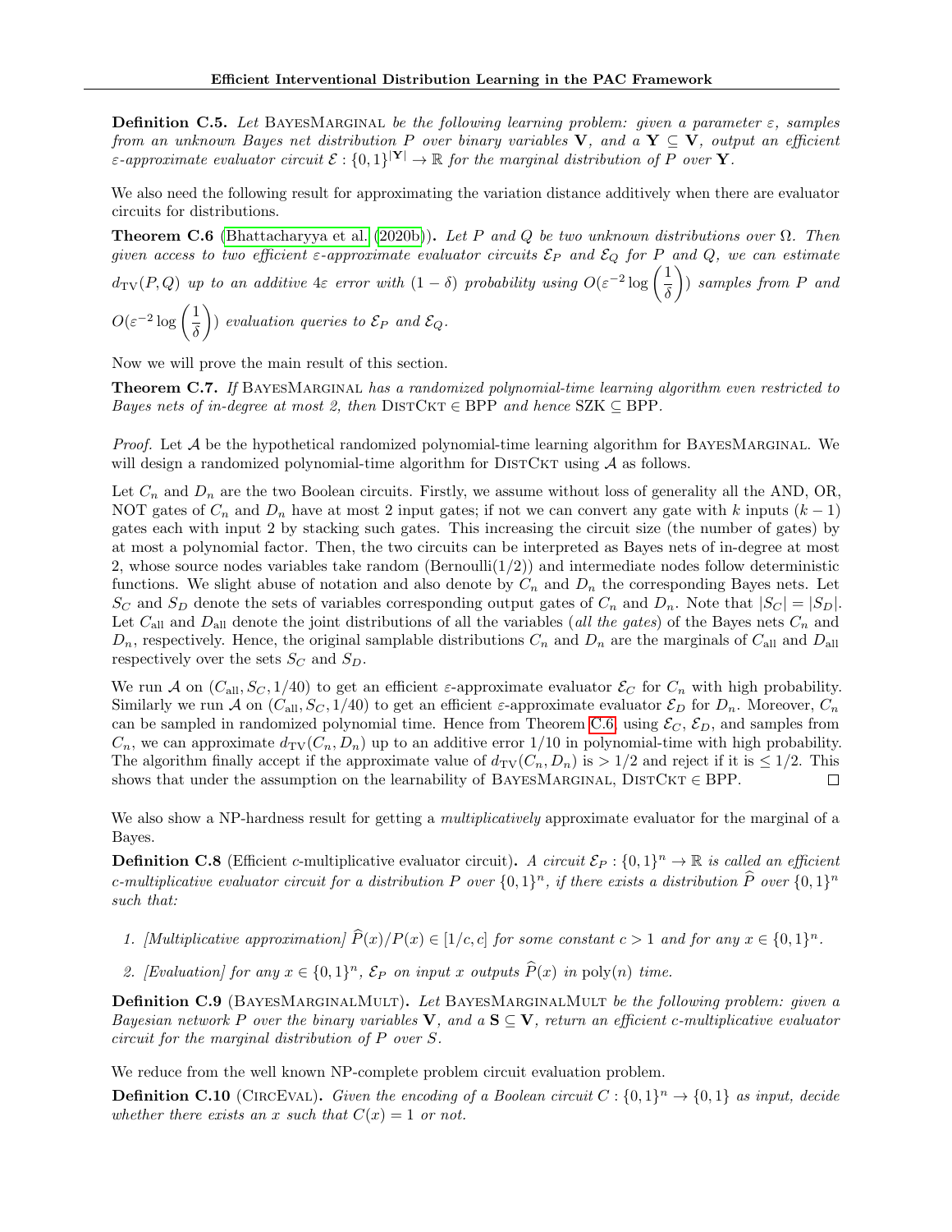**Definition C.5.** *Let* BayesMarginal *be the following learning problem: given a parameter $\varepsilon$, samples from an unknown Bayes net distribution $P$ over binary variables $\mathbf{V}$, and a $\mathbf{Y} \subseteq \mathbf{V}$, output an efficient $\varepsilon$-approximate evaluator circuit $\mathcal{E} : \{0,1\}^{|\mathbf{Y}|} \to \mathbb{R}$ for the marginal distribution of $P$ over $\mathbf{Y}$.*

We also need the following result for approximating the variation distance additively when there are evaluator circuits for distributions.

**Theorem C.6** (Bhattacharyya et al. (2020b))**.** *Let $P$ and $Q$ be two unknown distributions over $\Omega$. Then given access to two efficient $\varepsilon$-approximate evaluator circuits $\mathcal{E}_P$ and $\mathcal{E}_Q$ for $P$ and $Q$, we can estimate $d_{\mathrm{TV}}(P,Q)$ up to an additive $4\varepsilon$ error with $(1-\delta)$ probability using $O(\varepsilon^{-2}\log\left(\frac{1}{\delta}\right))$ samples from $P$ and $O(\varepsilon^{-2}\log\left(\frac{1}{\delta}\right))$ evaluation queries to $\mathcal{E}_P$ and $\mathcal{E}_Q$.*

Now we will prove the main result of this section.

**Theorem C.7.** *If* BayesMarginal *has a randomized polynomial-time learning algorithm even restricted to Bayes nets of in-degree at most 2, then* DistCkt $\in$ BPP *and hence* SZK $\subseteq$ BPP.

*Proof.* Let $\mathcal{A}$ be the hypothetical randomized polynomial-time learning algorithm for BayesMarginal. We will design a randomized polynomial-time algorithm for DistCkt using $\mathcal{A}$ as follows.

Let $C_n$ and $D_n$ are the two Boolean circuits. Firstly, we assume without loss of generality all the AND, OR, NOT gates of $C_n$ and $D_n$ have at most 2 input gates; if not we can convert any gate with $k$ inputs $(k-1)$ gates each with input 2 by stacking such gates. This increasing the circuit size (the number of gates) by at most a polynomial factor. Then, the two circuits can be interpreted as Bayes nets of in-degree at most 2, whose source nodes variables take random (Bernoulli(1/2)) and intermediate nodes follow deterministic functions. We slight abuse of notation and also denote by $C_n$ and $D_n$ the corresponding Bayes nets. Let $S_C$ and $S_D$ denote the sets of variables corresponding output gates of $C_n$ and $D_n$. Note that $|S_C| = |S_D|$. Let $C_{\mathrm{all}}$ and $D_{\mathrm{all}}$ denote the joint distributions of all the variables (*all the gates*) of the Bayes nets $C_n$ and $D_n$, respectively. Hence, the original samplable distributions $C_n$ and $D_n$ are the marginals of $C_{\mathrm{all}}$ and $D_{\mathrm{all}}$ respectively over the sets $S_C$ and $S_D$.

We run $\mathcal{A}$ on $(C_{\mathrm{all}}, S_C, 1/40)$ to get an efficient $\varepsilon$-approximate evaluator $\mathcal{E}_C$ for $C_n$ with high probability. Similarly we run $\mathcal{A}$ on $(C_{\mathrm{all}}, S_C, 1/40)$ to get an efficient $\varepsilon$-approximate evaluator $\mathcal{E}_D$ for $D_n$. Moreover, $C_n$ can be sampled in randomized polynomial time. Hence from Theorem C.6, using $\mathcal{E}_C$, $\mathcal{E}_D$, and samples from $C_n$, we can approximate $d_{\mathrm{TV}}(C_n, D_n)$ up to an additive error $1/10$ in polynomial-time with high probability. The algorithm finally accept if the approximate value of $d_{\mathrm{TV}}(C_n, D_n)$ is $> 1/2$ and reject if it is $\leq 1/2$. This shows that under the assumption on the learnability of BayesMarginal, DistCkt $\in$ BPP. $\square$

We also show a NP-hardness result for getting a *multiplicatively* approximate evaluator for the marginal of a Bayes.

**Definition C.8** (Efficient $c$-multiplicative evaluator circuit)**.** *A circuit $\mathcal{E}_P : \{0,1\}^n \to \mathbb{R}$ is called an efficient $c$-multiplicative evaluator circuit for a distribution $P$ over $\{0,1\}^n$, if there exists a distribution $\widehat{P}$ over $\{0,1\}^n$ such that:*

1. *[Multiplicative approximation] $\widehat{P}(x)/P(x) \in [1/c, c]$ for some constant $c > 1$ and for any $x \in \{0,1\}^n$.*
2. *[Evaluation] for any $x \in \{0,1\}^n$, $\mathcal{E}_P$ on input $x$ outputs $\widehat{P}(x)$ in $\mathrm{poly}(n)$ time.*

**Definition C.9** (BayesMarginalMult)**.** *Let* BayesMarginalMult *be the following problem: given a Bayesian network $P$ over the binary variables $\mathbf{V}$, and a $\mathbf{S} \subseteq \mathbf{V}$, return an efficient $c$-multiplicative evaluator circuit for the marginal distribution of $P$ over $S$.*

We reduce from the well known NP-complete problem circuit evaluation problem.

**Definition C.10** (CircEval)**.** *Given the encoding of a Boolean circuit $C : \{0,1\}^n \to \{0,1\}$ as input, decide whether there exists an $x$ such that $C(x) = 1$ or not.*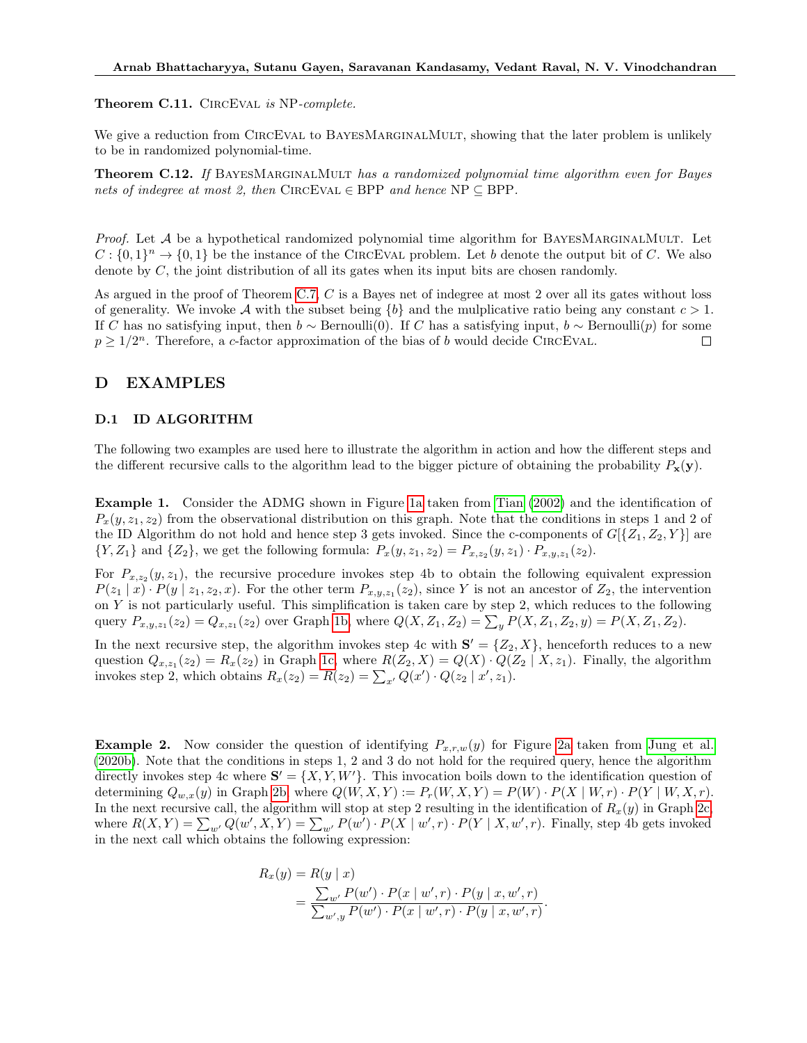**Theorem C.11.** CircEval *is* NP*-complete.*

We give a reduction from CircEval to BayesMarginalMult, showing that the later problem is unlikely to be in randomized polynomial-time.

**Theorem C.12.** *If* BayesMarginalMult *has a randomized polynomial time algorithm even for Bayes nets of indegree at most 2, then* CircEval $\in$ BPP *and hence* NP $\subseteq$ BPP.

*Proof.* Let $\mathcal{A}$ be a hypothetical randomized polynomial time algorithm for BayesMarginalMult. Let $C : \{0,1\}^n \to \{0,1\}$ be the instance of the CircEval problem. Let $b$ denote the output bit of $C$. We also denote by $C$, the joint distribution of all its gates when its input bits are chosen randomly.

As argued in the proof of Theorem C.7, $C$ is a Bayes net of indegree at most 2 over all its gates without loss of generality. We invoke $\mathcal{A}$ with the subset being $\{b\}$ and the mulplicative ratio being any constant $c > 1$. If $C$ has no satisfying input, then $b \sim \text{Bernoulli}(0)$. If $C$ has a satisfying input, $b \sim \text{Bernoulli}(p)$ for some $p \geq 1/2^n$. Therefore, a $c$-factor approximation of the bias of $b$ would decide CircEval. □

## D EXAMPLES

### D.1 ID ALGORITHM

The following two examples are used here to illustrate the algorithm in action and how the different steps and the different recursive calls to the algorithm lead to the bigger picture of obtaining the probability $P_{\mathbf{x}}(\mathbf{y})$.

**Example 1.** Consider the ADMG shown in Figure 1a taken from Tian (2002) and the identification of $P_x(y, z_1, z_2)$ from the observational distribution on this graph. Note that the conditions in steps 1 and 2 of the ID Algorithm do not hold and hence step 3 gets invoked. Since the c-components of $G[\{Z_1, Z_2, Y\}]$ are $\{Y, Z_1\}$ and $\{Z_2\}$, we get the following formula: $P_x(y, z_1, z_2) = P_{x,z_2}(y, z_1) \cdot P_{x,y,z_1}(z_2)$.

For $P_{x,z_2}(y, z_1)$, the recursive procedure invokes step 4b to obtain the following equivalent expression $P(z_1 \mid x) \cdot P(y \mid z_1, z_2, x)$. For the other term $P_{x,y,z_1}(z_2)$, since $Y$ is not an ancestor of $Z_2$, the intervention on $Y$ is not particularly useful. This simplification is taken care by step 2, which reduces to the following query $P_{x,y,z_1}(z_2) = Q_{x,z_1}(z_2)$ over Graph 1b, where $Q(X, Z_1, Z_2) = \sum_y P(X, Z_1, Z_2, y) = P(X, Z_1, Z_2)$.

In the next recursive step, the algorithm invokes step 4c with $\mathbf{S}' = \{Z_2, X\}$, henceforth reduces to a new question $Q_{x,z_1}(z_2) = R_x(z_2)$ in Graph 1c, where $R(Z_2, X) = Q(X) \cdot Q(Z_2 \mid X, z_1)$. Finally, the algorithm invokes step 2, which obtains $R_x(z_2) = R(z_2) = \sum_{x'} Q(x') \cdot Q(z_2 \mid x', z_1)$.

**Example 2.** Now consider the question of identifying $P_{x,r,w}(y)$ for Figure 2a taken from Jung et al. (2020b). Note that the conditions in steps 1, 2 and 3 do not hold for the required query, hence the algorithm directly invokes step 4c where $\mathbf{S}' = \{X, Y, W'\}$. This invocation boils down to the identification question of determining $Q_{w,x}(y)$ in Graph 2b, where $Q(W, X, Y) := P_r(W, X, Y) = P(W) \cdot P(X \mid W, r) \cdot P(Y \mid W, X, r)$. In the next recursive call, the algorithm will stop at step 2 resulting in the identification of $R_x(y)$ in Graph 2c, where $R(X, Y) = \sum_{w'} Q(w', X, Y) = \sum_{w'} P(w') \cdot P(X \mid w', r) \cdot P(Y \mid X, w', r)$. Finally, step 4b gets invoked in the next call which obtains the following expression:

$$
\begin{aligned}
R_x(y) &= R(y \mid x) \\
&= \frac{\sum_{w'} P(w') \cdot P(x \mid w', r) \cdot P(y \mid x, w', r)}{\sum_{w',y} P(w') \cdot P(x \mid w', r) \cdot P(y \mid x, w', r)}.
\end{aligned}
$$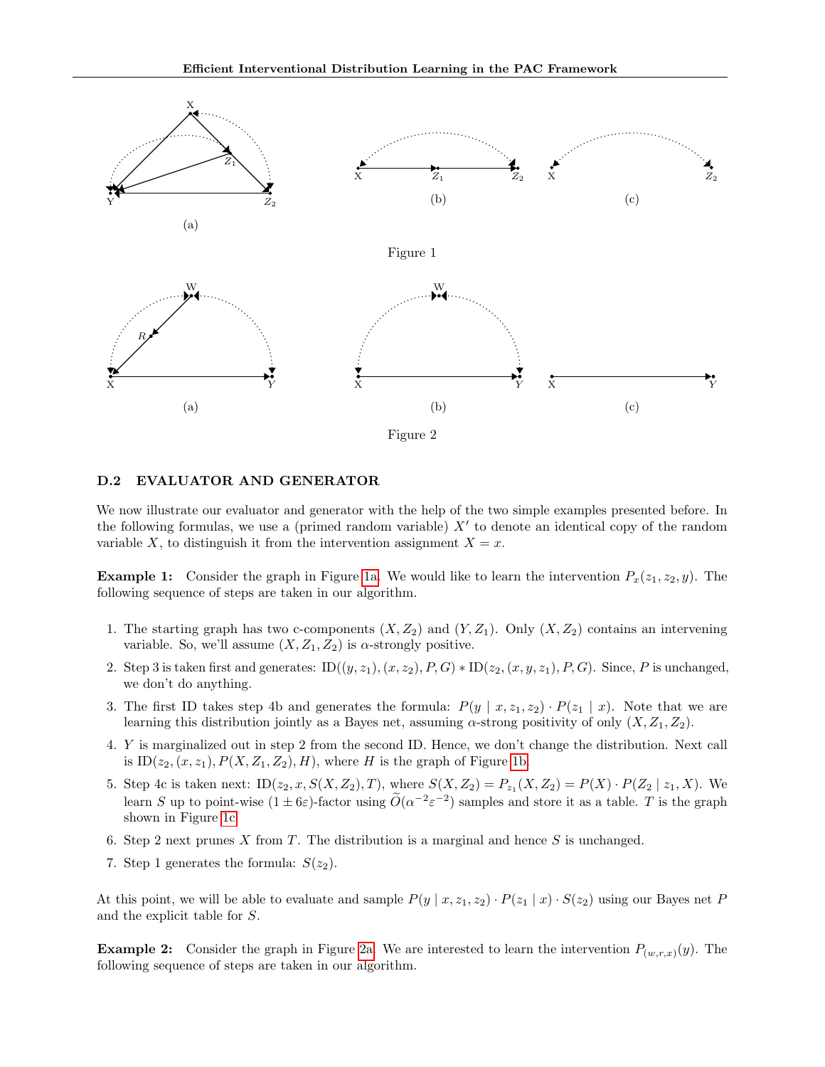Figure 1

Figure 2

### D.2 EVALUATOR AND GENERATOR

We now illustrate our evaluator and generator with the help of the two simple examples presented before. In the following formulas, we use a (primed random variable) $X'$ to denote an identical copy of the random variable $X$, to distinguish it from the intervention assignment $X = x$.

**Example 1:** Consider the graph in Figure 1a. We would like to learn the intervention $P_x(z_1, z_2, y)$. The following sequence of steps are taken in our algorithm.

1. The starting graph has two c-components $(X, Z_2)$ and $(Y, Z_1)$. Only $(X, Z_2)$ contains an intervening variable. So, we'll assume $(X, Z_1, Z_2)$ is $\alpha$-strongly positive.
2. Step 3 is taken first and generates: $\text{ID}((y, z_1), (x, z_2), P, G) * \text{ID}(z_2, (x, y, z_1), P, G)$. Since, $P$ is unchanged, we don't do anything.
3. The first ID takes step 4b and generates the formula: $P(y \mid x, z_1, z_2) \cdot P(z_1 \mid x)$. Note that we are learning this distribution jointly as a Bayes net, assuming $\alpha$-strong positivity of only $(X, Z_1, Z_2)$.
4. $Y$ is marginalized out in step 2 from the second ID. Hence, we don't change the distribution. Next call is $\text{ID}(z_2, (x, z_1), P(X, Z_1, Z_2), H)$, where $H$ is the graph of Figure 1b.
5. Step 4c is taken next: $\text{ID}(z_2, x, S(X, Z_2), T)$, where $S(X, Z_2) = P_{z_1}(X, Z_2) = P(X) \cdot P(Z_2 \mid z_1, X)$. We learn $S$ up to point-wise $(1 \pm 6\varepsilon)$-factor using $\widetilde{O}(\alpha^{-2}\varepsilon^{-2})$ samples and store it as a table. $T$ is the graph shown in Figure 1c.
6. Step 2 next prunes $X$ from $T$. The distribution is a marginal and hence $S$ is unchanged.
7. Step 1 generates the formula: $S(z_2)$.

At this point, we will be able to evaluate and sample $P(y \mid x, z_1, z_2) \cdot P(z_1 \mid x) \cdot S(z_2)$ using our Bayes net $P$ and the explicit table for $S$.

**Example 2:** Consider the graph in Figure 2a. We are interested to learn the intervention $P_{(w,r,x)}(y)$. The following sequence of steps are taken in our algorithm.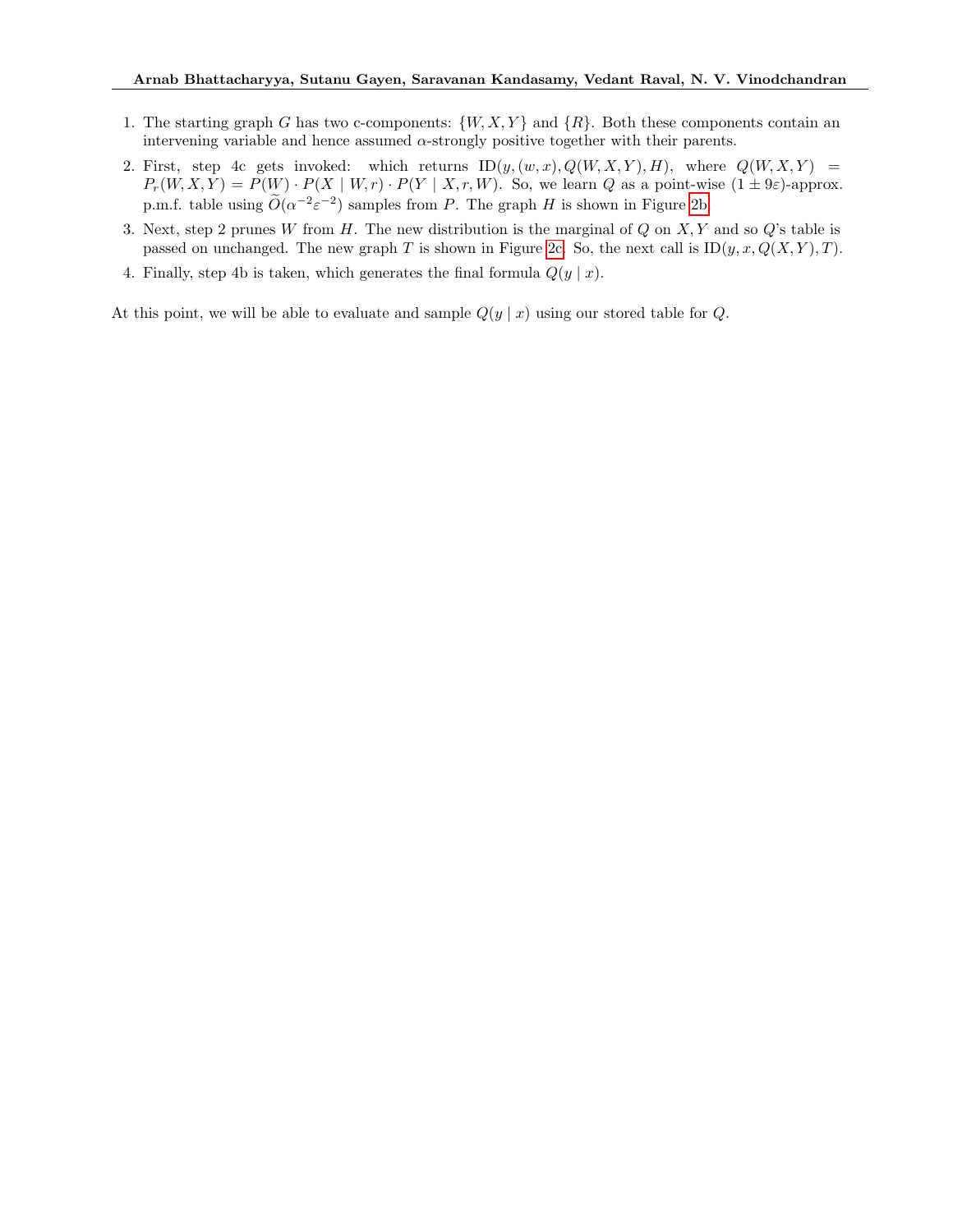1. The starting graph $G$ has two c-components: $\{W, X, Y\}$ and $\{R\}$. Both these components contain an intervening variable and hence assumed $\alpha$-strongly positive together with their parents.
2. First, step 4c gets invoked: which returns $\text{ID}(y,(w,x), Q(W,X,Y), H)$, where $Q(W,X,Y) = P_r(W,X,Y) = P(W) \cdot P(X \mid W, r) \cdot P(Y \mid X, r, W)$. So, we learn $Q$ as a point-wise $(1 \pm 9\varepsilon)$-approx. p.m.f. table using $\widetilde{O}(\alpha^{-2}\varepsilon^{-2})$ samples from $P$. The graph $H$ is shown in Figure 2b.
3. Next, step 2 prunes $W$ from $H$. The new distribution is the marginal of $Q$ on $X, Y$ and so $Q$'s table is passed on unchanged. The new graph $T$ is shown in Figure 2c. So, the next call is $\text{ID}(y, x, Q(X,Y), T)$.
4. Finally, step 4b is taken, which generates the final formula $Q(y \mid x)$.

At this point, we will be able to evaluate and sample $Q(y \mid x)$ using our stored table for $Q$.